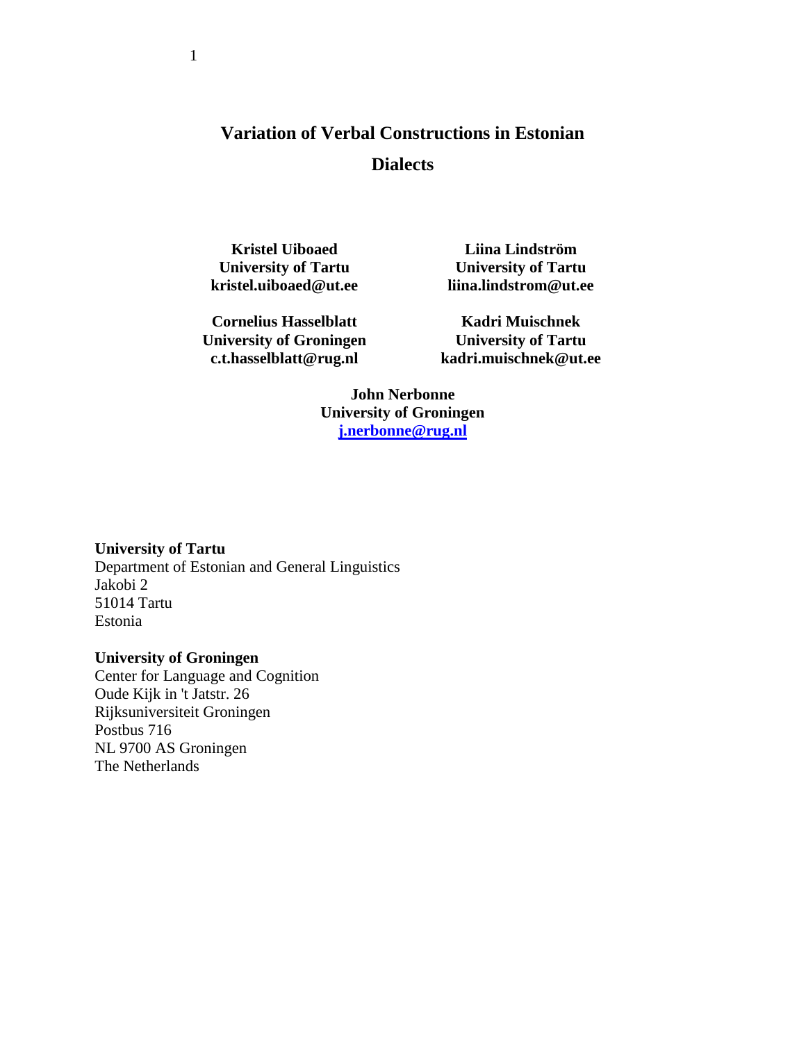# Variation of Verbal Constructions in Estonian Dialects

**Kristel Uiboaed**
**University of Tartu**
**kristel.uiboaed@ut.ee**

**Liina Lindström**
**University of Tartu**
**liina.lindstrom@ut.ee**

**Cornelius Hasselblatt**
**University of Groningen**
**c.t.hasselblatt@rug.nl**

**Kadri Muischnek**
**University of Tartu**
**kadri.muischnek@ut.ee**

**John Nerbonne**
**University of Groningen**
**j.nerbonne@rug.nl**

**University of Tartu**
Department of Estonian and General Linguistics
Jakobi 2
51014 Tartu
Estonia

**University of Groningen**
Center for Language and Cognition
Oude Kijk in 't Jatstr. 26
Rijksuniversiteit Groningen
Postbus 716
NL 9700 AS Groningen
The Netherlands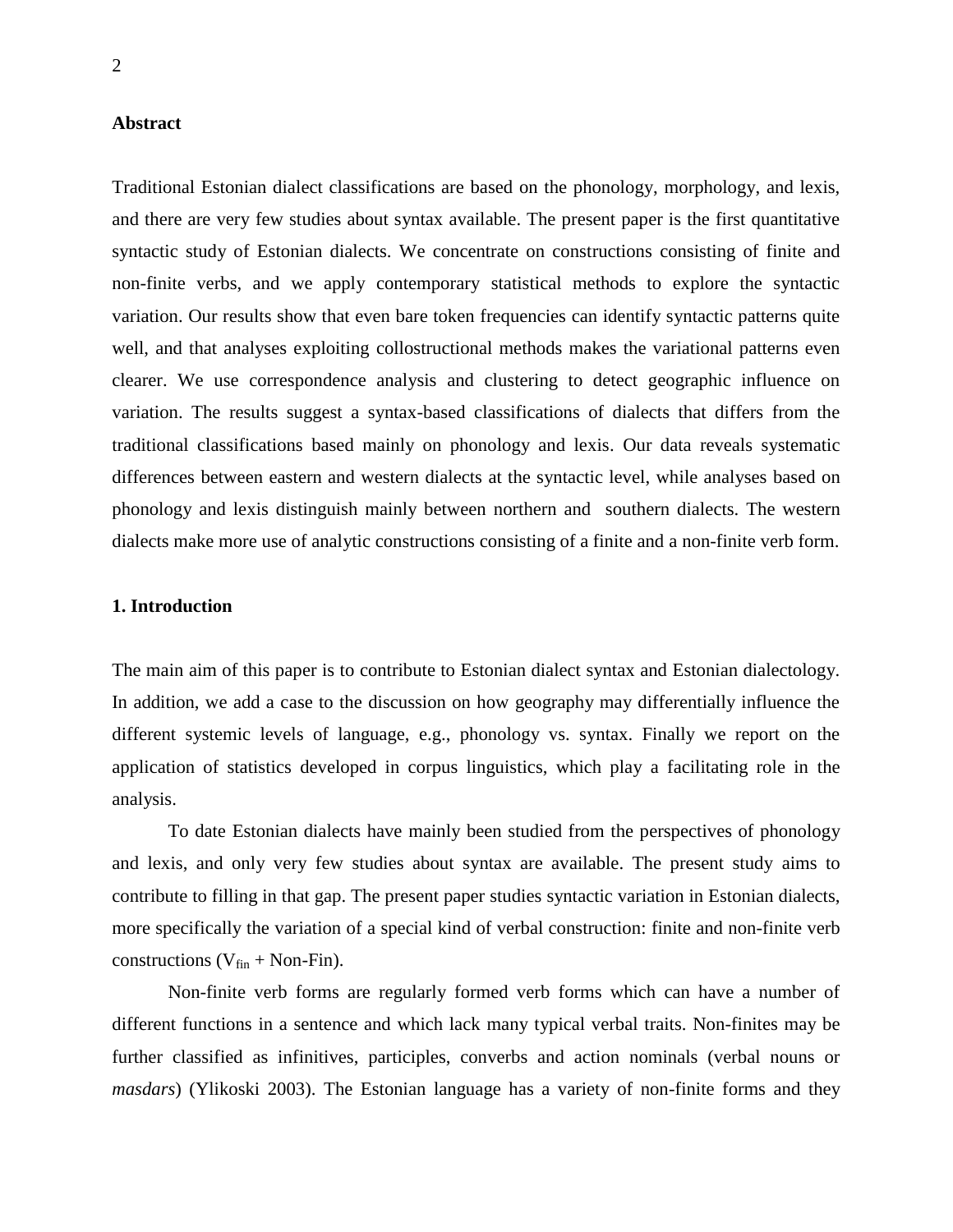## Abstract

Traditional Estonian dialect classifications are based on the phonology, morphology, and lexis, and there are very few studies about syntax available. The present paper is the first quantitative syntactic study of Estonian dialects. We concentrate on constructions consisting of finite and non-finite verbs, and we apply contemporary statistical methods to explore the syntactic variation. Our results show that even bare token frequencies can identify syntactic patterns quite well, and that analyses exploiting collostructional methods makes the variational patterns even clearer. We use correspondence analysis and clustering to detect geographic influence on variation. The results suggest a syntax-based classifications of dialects that differs from the traditional classifications based mainly on phonology and lexis. Our data reveals systematic differences between eastern and western dialects at the syntactic level, while analyses based on phonology and lexis distinguish mainly between northern and southern dialects. The western dialects make more use of analytic constructions consisting of a finite and a non-finite verb form.

## 1. Introduction

The main aim of this paper is to contribute to Estonian dialect syntax and Estonian dialectology. In addition, we add a case to the discussion on how geography may differentially influence the different systemic levels of language, e.g., phonology vs. syntax. Finally we report on the application of statistics developed in corpus linguistics, which play a facilitating role in the analysis.

To date Estonian dialects have mainly been studied from the perspectives of phonology and lexis, and only very few studies about syntax are available. The present study aims to contribute to filling in that gap. The present paper studies syntactic variation in Estonian dialects, more specifically the variation of a special kind of verbal construction: finite and non-finite verb constructions ($V_{fin}$ + Non-Fin).

Non-finite verb forms are regularly formed verb forms which can have a number of different functions in a sentence and which lack many typical verbal traits. Non-finites may be further classified as infinitives, participles, converbs and action nominals (verbal nouns or *masdars*) (Ylikoski 2003). The Estonian language has a variety of non-finite forms and they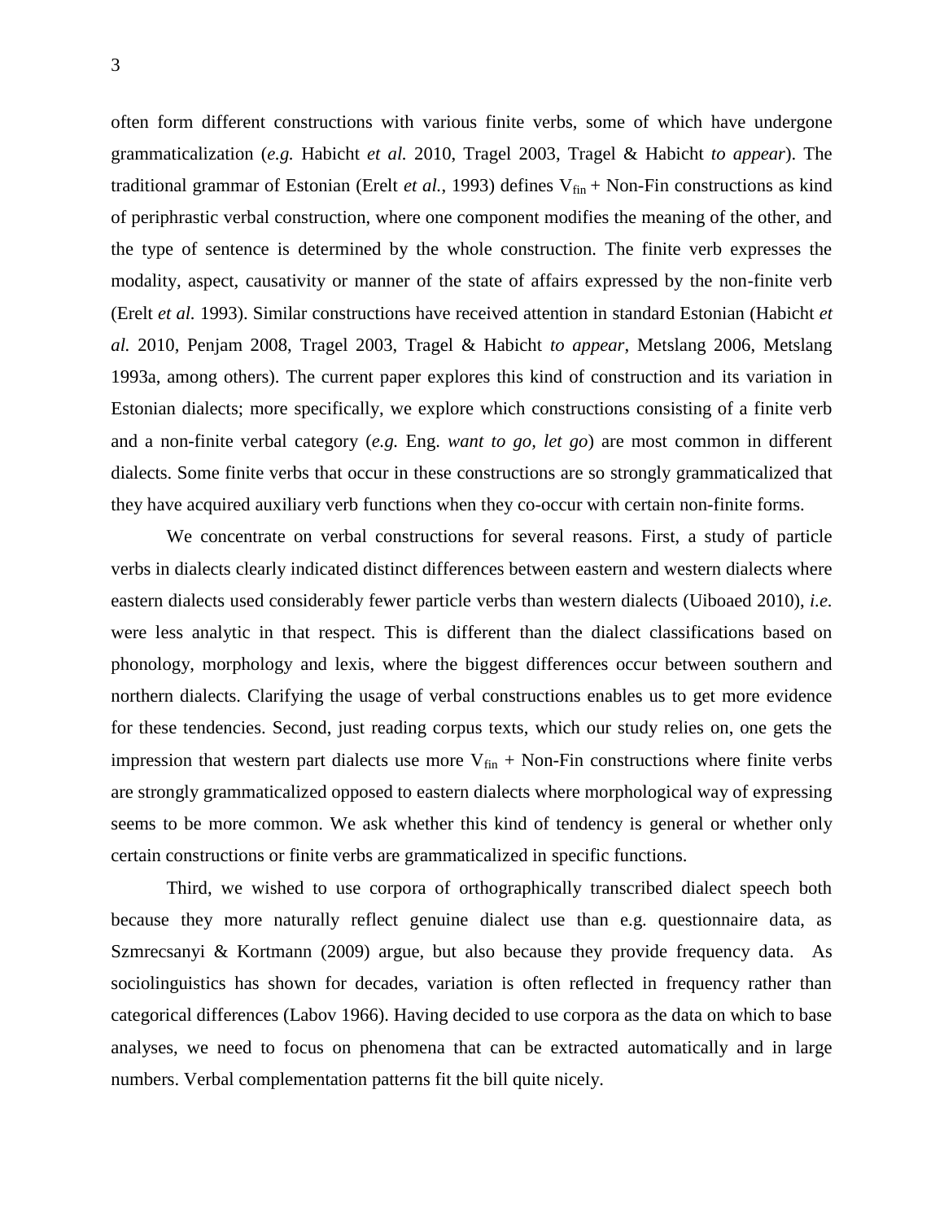often form different constructions with various finite verbs, some of which have undergone grammaticalization (*e.g.* Habicht *et al.* 2010, Tragel 2003, Tragel & Habicht *to appear*). The traditional grammar of Estonian (Erelt *et al.*, 1993) defines $V_{fin}$ + Non-Fin constructions as kind of periphrastic verbal construction, where one component modifies the meaning of the other, and the type of sentence is determined by the whole construction. The finite verb expresses the modality, aspect, causativity or manner of the state of affairs expressed by the non-finite verb (Erelt *et al.* 1993). Similar constructions have received attention in standard Estonian (Habicht *et al.* 2010, Penjam 2008, Tragel 2003, Tragel & Habicht *to appear*, Metslang 2006, Metslang 1993a, among others). The current paper explores this kind of construction and its variation in Estonian dialects; more specifically, we explore which constructions consisting of a finite verb and a non-finite verbal category (*e.g.* Eng. *want to go, let go*) are most common in different dialects. Some finite verbs that occur in these constructions are so strongly grammaticalized that they have acquired auxiliary verb functions when they co-occur with certain non-finite forms.

We concentrate on verbal constructions for several reasons. First, a study of particle verbs in dialects clearly indicated distinct differences between eastern and western dialects where eastern dialects used considerably fewer particle verbs than western dialects (Uiboaed 2010), *i.e.* were less analytic in that respect. This is different than the dialect classifications based on phonology, morphology and lexis, where the biggest differences occur between southern and northern dialects. Clarifying the usage of verbal constructions enables us to get more evidence for these tendencies. Second, just reading corpus texts, which our study relies on, one gets the impression that western part dialects use more $V_{fin}$ + Non-Fin constructions where finite verbs are strongly grammaticalized opposed to eastern dialects where morphological way of expressing seems to be more common. We ask whether this kind of tendency is general or whether only certain constructions or finite verbs are grammaticalized in specific functions.

Third, we wished to use corpora of orthographically transcribed dialect speech both because they more naturally reflect genuine dialect use than e.g. questionnaire data, as Szmrecsanyi & Kortmann (2009) argue, but also because they provide frequency data. As sociolinguistics has shown for decades, variation is often reflected in frequency rather than categorical differences (Labov 1966). Having decided to use corpora as the data on which to base analyses, we need to focus on phenomena that can be extracted automatically and in large numbers. Verbal complementation patterns fit the bill quite nicely.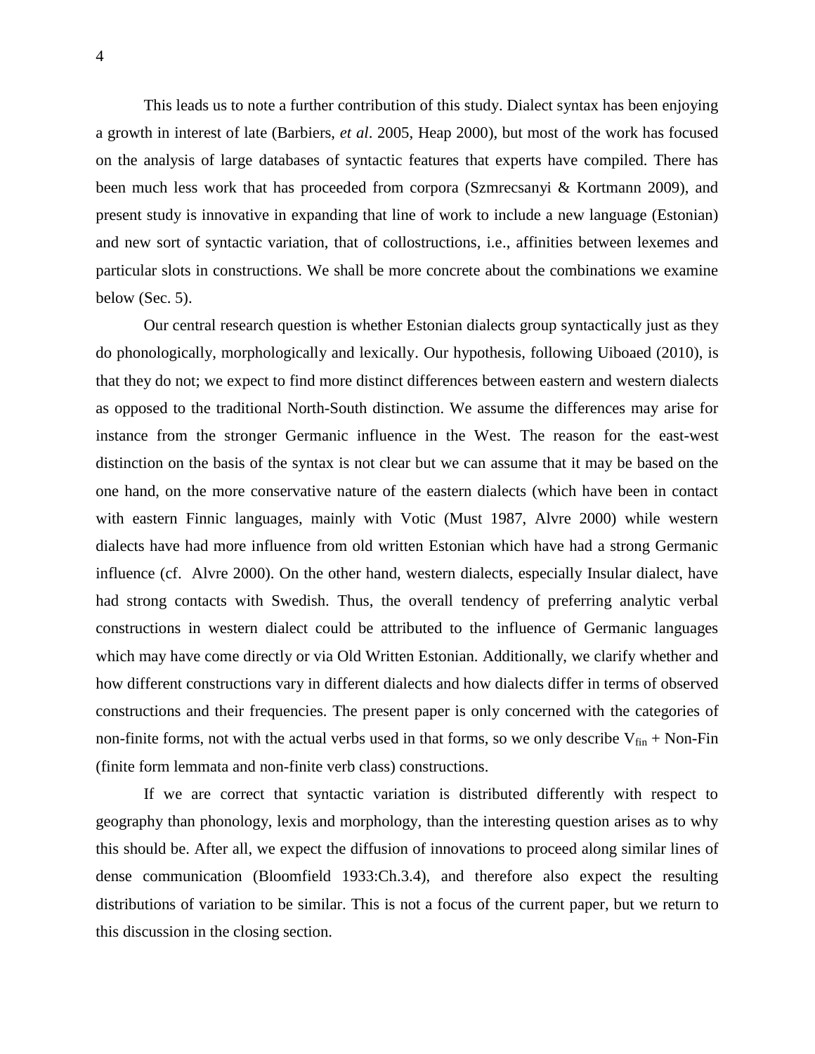This leads us to note a further contribution of this study. Dialect syntax has been enjoying a growth in interest of late (Barbiers, *et al*. 2005, Heap 2000), but most of the work has focused on the analysis of large databases of syntactic features that experts have compiled. There has been much less work that has proceeded from corpora (Szmrecsanyi & Kortmann 2009), and present study is innovative in expanding that line of work to include a new language (Estonian) and new sort of syntactic variation, that of collostructions, i.e., affinities between lexemes and particular slots in constructions. We shall be more concrete about the combinations we examine below (Sec. 5).

Our central research question is whether Estonian dialects group syntactically just as they do phonologically, morphologically and lexically. Our hypothesis, following Uiboaed (2010), is that they do not; we expect to find more distinct differences between eastern and western dialects as opposed to the traditional North-South distinction. We assume the differences may arise for instance from the stronger Germanic influence in the West. The reason for the east-west distinction on the basis of the syntax is not clear but we can assume that it may be based on the one hand, on the more conservative nature of the eastern dialects (which have been in contact with eastern Finnic languages, mainly with Votic (Must 1987, Alvre 2000) while western dialects have had more influence from old written Estonian which have had a strong Germanic influence (cf. Alvre 2000). On the other hand, western dialects, especially Insular dialect, have had strong contacts with Swedish. Thus, the overall tendency of preferring analytic verbal constructions in western dialect could be attributed to the influence of Germanic languages which may have come directly or via Old Written Estonian. Additionally, we clarify whether and how different constructions vary in different dialects and how dialects differ in terms of observed constructions and their frequencies. The present paper is only concerned with the categories of non-finite forms, not with the actual verbs used in that forms, so we only describe $V_{fin}$ + Non-Fin (finite form lemmata and non-finite verb class) constructions.

If we are correct that syntactic variation is distributed differently with respect to geography than phonology, lexis and morphology, than the interesting question arises as to why this should be. After all, we expect the diffusion of innovations to proceed along similar lines of dense communication (Bloomfield 1933:Ch.3.4), and therefore also expect the resulting distributions of variation to be similar. This is not a focus of the current paper, but we return to this discussion in the closing section.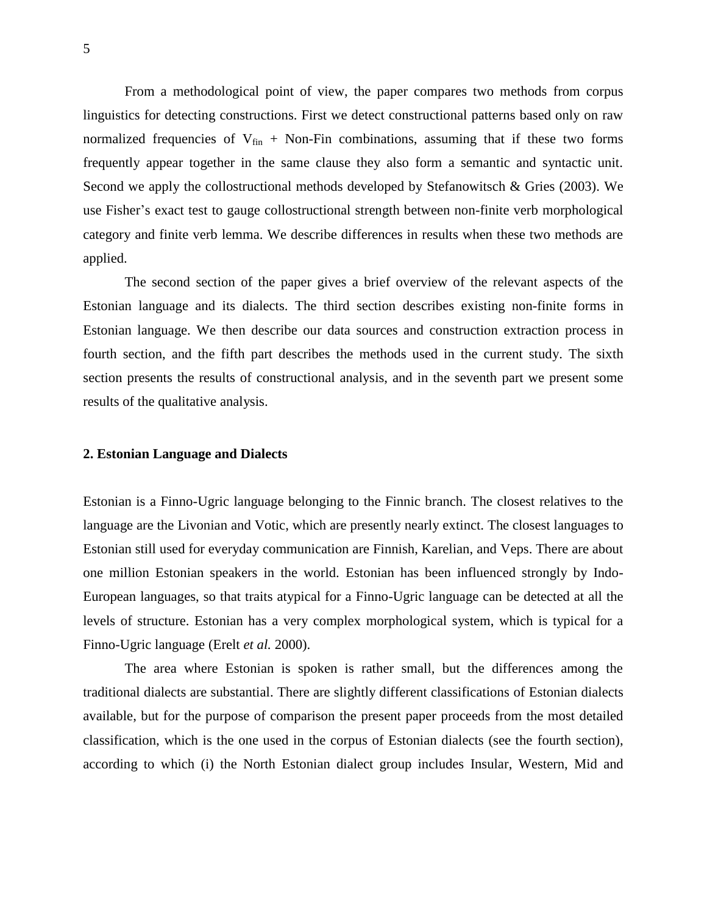From a methodological point of view, the paper compares two methods from corpus linguistics for detecting constructions. First we detect constructional patterns based only on raw normalized frequencies of $V_{fin}$ + Non-Fin combinations, assuming that if these two forms frequently appear together in the same clause they also form a semantic and syntactic unit. Second we apply the collostructional methods developed by Stefanowitsch & Gries (2003). We use Fisher's exact test to gauge collostructional strength between non-finite verb morphological category and finite verb lemma. We describe differences in results when these two methods are applied.

The second section of the paper gives a brief overview of the relevant aspects of the Estonian language and its dialects. The third section describes existing non-finite forms in Estonian language. We then describe our data sources and construction extraction process in fourth section, and the fifth part describes the methods used in the current study. The sixth section presents the results of constructional analysis, and in the seventh part we present some results of the qualitative analysis.

## 2. Estonian Language and Dialects

Estonian is a Finno-Ugric language belonging to the Finnic branch. The closest relatives to the language are the Livonian and Votic, which are presently nearly extinct. The closest languages to Estonian still used for everyday communication are Finnish, Karelian, and Veps. There are about one million Estonian speakers in the world. Estonian has been influenced strongly by Indo-European languages, so that traits atypical for a Finno-Ugric language can be detected at all the levels of structure. Estonian has a very complex morphological system, which is typical for a Finno-Ugric language (Erelt *et al.* 2000).

The area where Estonian is spoken is rather small, but the differences among the traditional dialects are substantial. There are slightly different classifications of Estonian dialects available, but for the purpose of comparison the present paper proceeds from the most detailed classification, which is the one used in the corpus of Estonian dialects (see the fourth section), according to which (i) the North Estonian dialect group includes Insular, Western, Mid and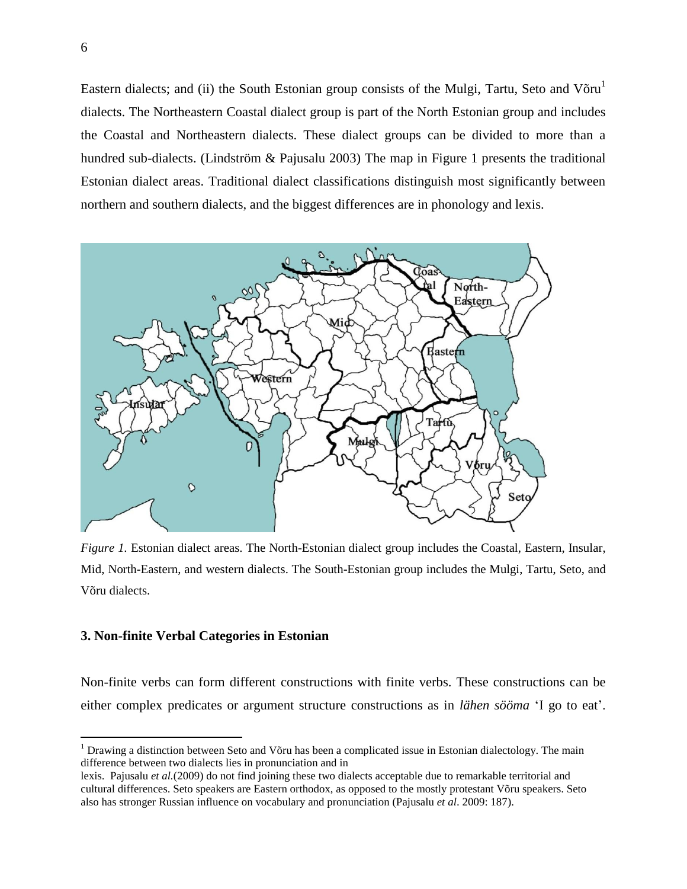Eastern dialects; and (ii) the South Estonian group consists of the Mulgi, Tartu, Seto and Võru[1] dialects. The Northeastern Coastal dialect group is part of the North Estonian group and includes the Coastal and Northeastern dialects. These dialect groups can be divided to more than a hundred sub-dialects. (Lindström & Pajusalu 2003) The map in Figure 1 presents the traditional Estonian dialect areas. Traditional dialect classifications distinguish most significantly between northern and southern dialects, and the biggest differences are in phonology and lexis.

*Figure 1.* Estonian dialect areas. The North-Estonian dialect group includes the Coastal, Eastern, Insular, Mid, North-Eastern, and western dialects. The South-Estonian group includes the Mulgi, Tartu, Seto, and Võru dialects.

### 3. Non-finite Verbal Categories in Estonian

Non-finite verbs can form different constructions with finite verbs. These constructions can be either complex predicates or argument structure constructions as in *lähen sööma* 'I go to eat'.

[1] Drawing a distinction between Seto and Võru has been a complicated issue in Estonian dialectology. The main difference between two dialects lies in pronunciation and in lexis. Pajusalu *et al.*(2009) do not find joining these two dialects acceptable due to remarkable territorial and cultural differences. Seto speakers are Eastern orthodox, as opposed to the mostly protestant Võru speakers. Seto also has stronger Russian influence on vocabulary and pronunciation (Pajusalu *et al*. 2009: 187).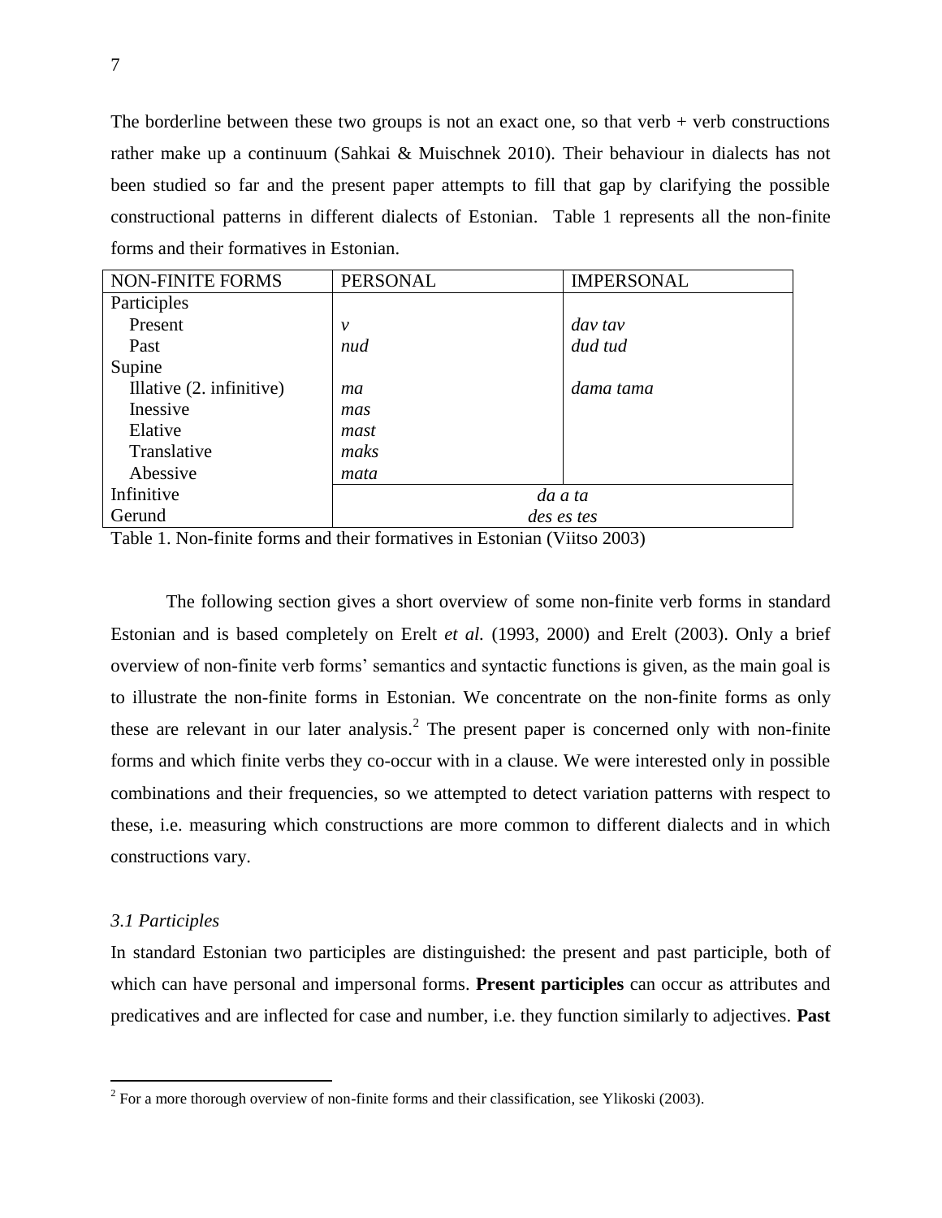The borderline between these two groups is not an exact one, so that verb + verb constructions rather make up a continuum (Sahkai & Muischnek 2010). Their behaviour in dialects has not been studied so far and the present paper attempts to fill that gap by clarifying the possible constructional patterns in different dialects of Estonian. Table 1 represents all the non-finite forms and their formatives in Estonian.

| NON-FINITE FORMS | PERSONAL | IMPERSONAL |
|---|---|---|
| Participles | | |
| Present | *v* | *dav tav* |
| Past | *nud* | *dud tud* |
| Supine | | |
| Illative (2. infinitive) | *ma* | *dama tama* |
| Inessive | *mas* | |
| Elative | *mast* | |
| Translative | *maks* | |
| Abessive | *mata* | |
| Infinitive | *da a ta* | |
| Gerund | *des es tes* | |

Table 1. Non-finite forms and their formatives in Estonian (Viitso 2003)

The following section gives a short overview of some non-finite verb forms in standard Estonian and is based completely on Erelt *et al.* (1993, 2000) and Erelt (2003). Only a brief overview of non-finite verb forms' semantics and syntactic functions is given, as the main goal is to illustrate the non-finite forms in Estonian. We concentrate on the non-finite forms as only these are relevant in our later analysis.[2] The present paper is concerned only with non-finite forms and which finite verbs they co-occur with in a clause. We were interested only in possible combinations and their frequencies, so we attempted to detect variation patterns with respect to these, i.e. measuring which constructions are more common to different dialects and in which constructions vary.

### *3.1 Participles*

In standard Estonian two participles are distinguished: the present and past participle, both of which can have personal and impersonal forms. **Present participles** can occur as attributes and predicatives and are inflected for case and number, i.e. they function similarly to adjectives. **Past**

[2] For a more thorough overview of non-finite forms and their classification, see Ylikoski (2003).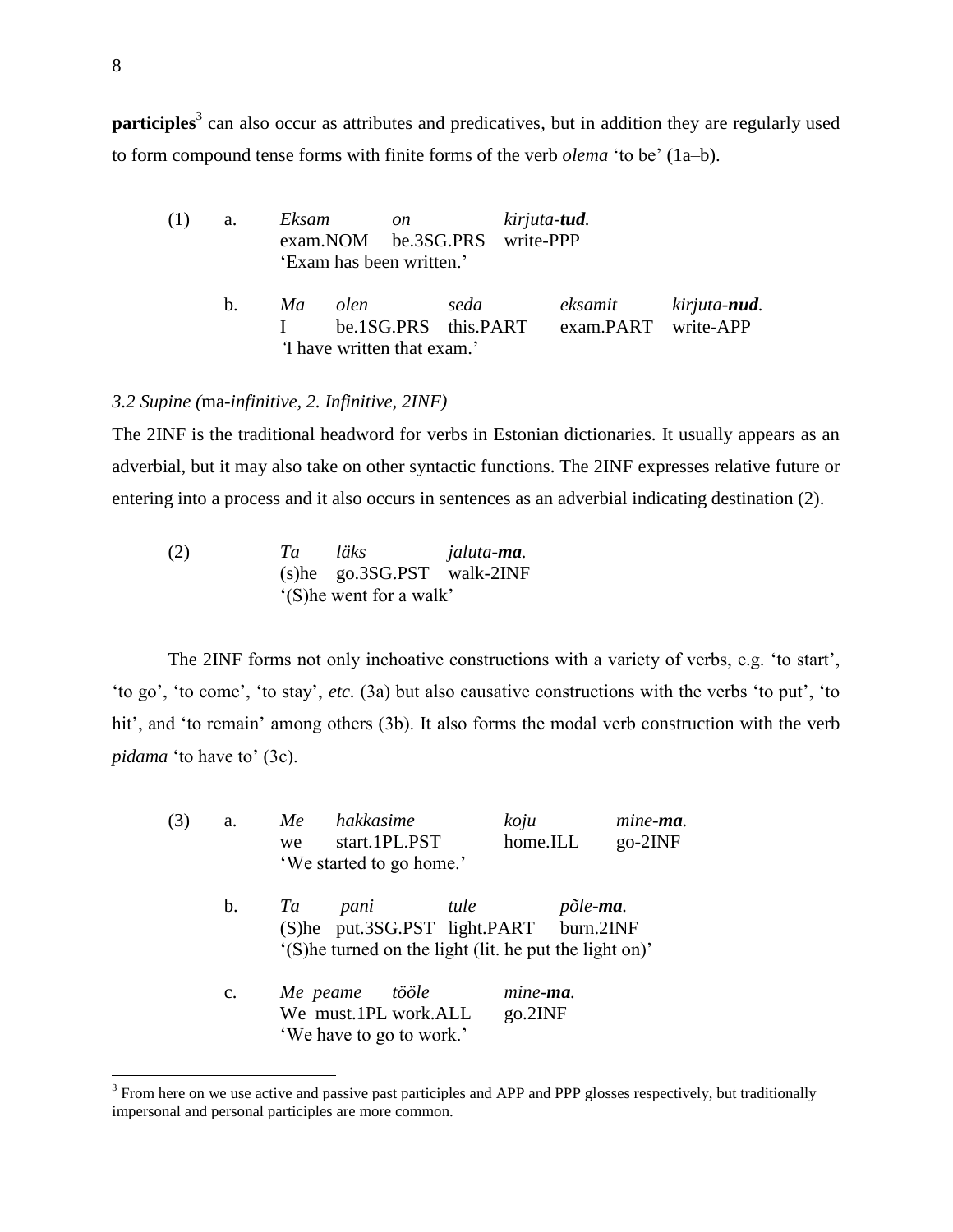**participles**[3] can also occur as attributes and predicatives, but in addition they are regularly used to form compound tense forms with finite forms of the verb *olema* 'to be' (1a–b).

(1) a. *Eksam* *on* *kirjuta-**tud**.*
exam.NOM be.3SG.PRS write-PPP
'Exam has been written.'

b. *Ma* *olen* *seda* *eksamit* *kirjuta-**nud**.*
I be.1SG.PRS this.PART exam.PART write-APP
'I have written that exam.'

*3.2 Supine (*ma*-infinitive, 2. Infinitive, 2INF)*

The 2INF is the traditional headword for verbs in Estonian dictionaries. It usually appears as an adverbial, but it may also take on other syntactic functions. The 2INF expresses relative future or entering into a process and it also occurs in sentences as an adverbial indicating destination (2).

(2) *Ta* *läks* *jaluta-**ma**.*
(s)he go.3SG.PST walk-2INF
'(S)he went for a walk'

The 2INF forms not only inchoative constructions with a variety of verbs, e.g. 'to start', 'to go', 'to come', 'to stay', *etc.* (3a) but also causative constructions with the verbs 'to put', 'to hit', and 'to remain' among others (3b). It also forms the modal verb construction with the verb *pidama* 'to have to' (3c).

(3) a. *Me* *hakkasime* *koju* *mine-**ma**.*
we start.1PL.PST home.ILL go-2INF
'We started to go home.'

b. *Ta* *pani* *tule* *põle-**ma**.*
(S)he put.3SG.PST light.PART burn.2INF
'(S)he turned on the light (lit. he put the light on)'

c. *Me* *peame* *tööle* *mine-**ma**.*
We must.1PL work.ALL go.2INF
'We have to go to work.'

---

[3] From here on we use active and passive past participles and APP and PPP glosses respectively, but traditionally impersonal and personal participles are more common.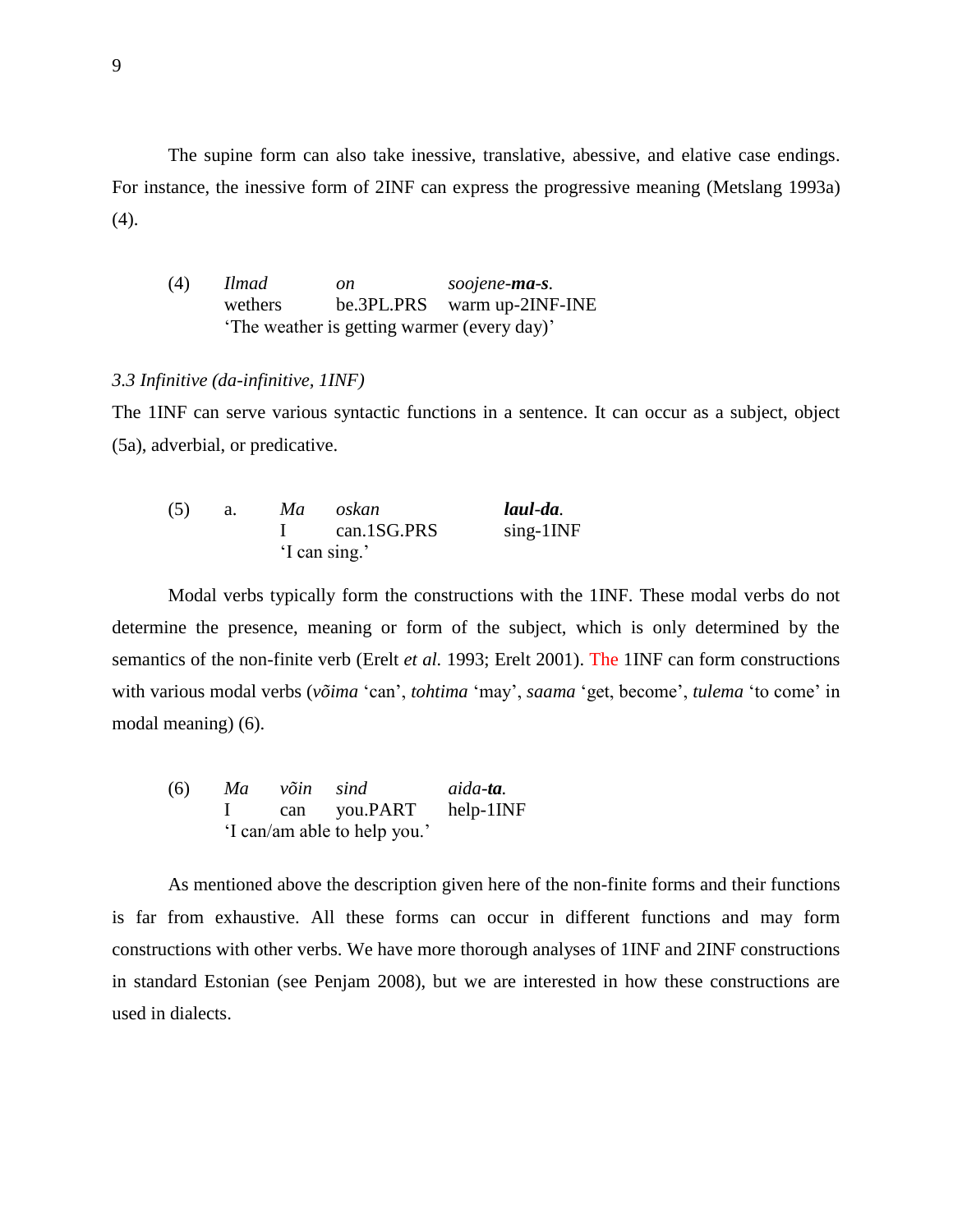The supine form can also take inessive, translative, abessive, and elative case endings. For instance, the inessive form of 2INF can express the progressive meaning (Metslang 1993a) (4).

(4) *Ilmad* *on* *soojene-**ma**-**s**.*
wethers be.3PL.PRS warm up-2INF-INE
'The weather is getting warmer (every day)'

*3.3 Infinitive (da-infinitive, 1INF)*

The 1INF can serve various syntactic functions in a sentence. It can occur as a subject, object (5a), adverbial, or predicative.

(5) a. *Ma* *oskan* ***laul-da**.*
I can.1SG.PRS sing-1INF
'I can sing.'

Modal verbs typically form the constructions with the 1INF. These modal verbs do not determine the presence, meaning or form of the subject, which is only determined by the semantics of the non-finite verb (Erelt *et al.* 1993; Erelt 2001). The 1INF can form constructions with various modal verbs (*võima* 'can', *tohtima* 'may', *saama* 'get, become', *tulema* 'to come' in modal meaning) (6).

(6) *Ma* *võin* *sind* *aida-**ta**.*
I can you.PART help-1INF
'I can/am able to help you.'

As mentioned above the description given here of the non-finite forms and their functions is far from exhaustive. All these forms can occur in different functions and may form constructions with other verbs. We have more thorough analyses of 1INF and 2INF constructions in standard Estonian (see Penjam 2008), but we are interested in how these constructions are used in dialects.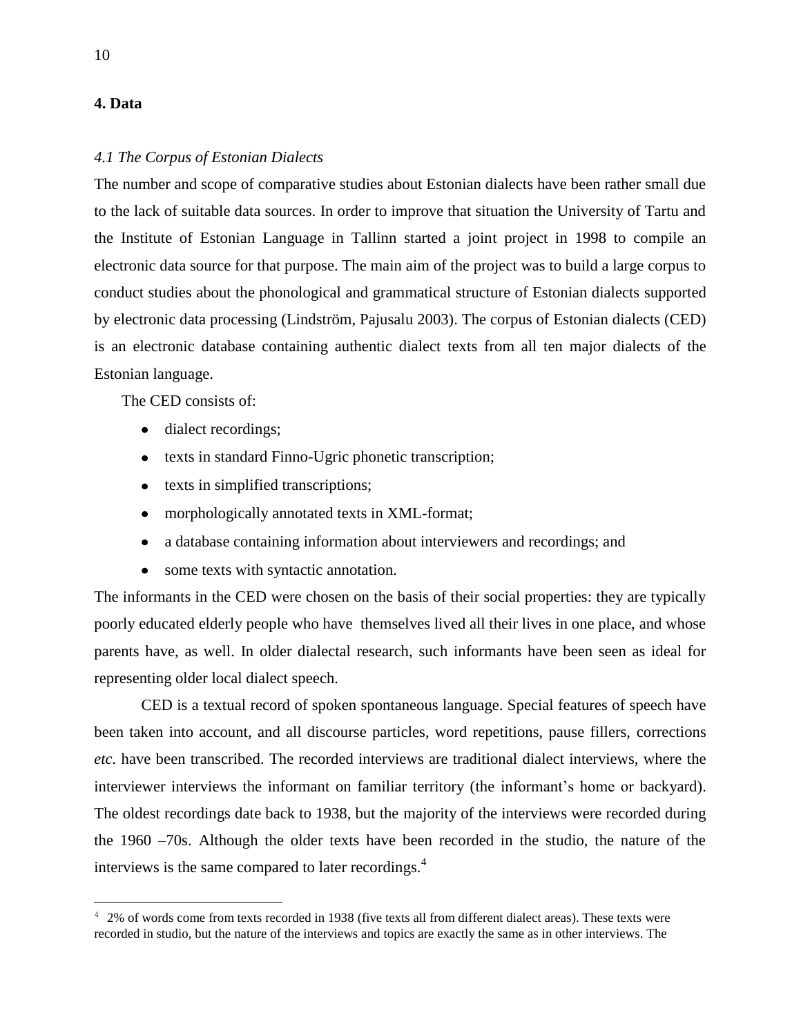## 4. Data

### *4.1 The Corpus of Estonian Dialects*

The number and scope of comparative studies about Estonian dialects have been rather small due to the lack of suitable data sources. In order to improve that situation the University of Tartu and the Institute of Estonian Language in Tallinn started a joint project in 1998 to compile an electronic data source for that purpose. The main aim of the project was to build a large corpus to conduct studies about the phonological and grammatical structure of Estonian dialects supported by electronic data processing (Lindström, Pajusalu 2003). The corpus of Estonian dialects (CED) is an electronic database containing authentic dialect texts from all ten major dialects of the Estonian language.

The CED consists of:

- dialect recordings;
- texts in standard Finno-Ugric phonetic transcription;
- texts in simplified transcriptions;
- morphologically annotated texts in XML-format;
- a database containing information about interviewers and recordings; and
- some texts with syntactic annotation.

The informants in the CED were chosen on the basis of their social properties: they are typically poorly educated elderly people who have themselves lived all their lives in one place, and whose parents have, as well. In older dialectal research, such informants have been seen as ideal for representing older local dialect speech.

CED is a textual record of spoken spontaneous language. Special features of speech have been taken into account, and all discourse particles, word repetitions, pause fillers, corrections *etc.* have been transcribed. The recorded interviews are traditional dialect interviews, where the interviewer interviews the informant on familiar territory (the informant's home or backyard). The oldest recordings date back to 1938, but the majority of the interviews were recorded during the 1960 –70s. Although the older texts have been recorded in the studio, the nature of the interviews is the same compared to later recordings.[4]

[4] 2% of words come from texts recorded in 1938 (five texts all from different dialect areas). These texts were recorded in studio, but the nature of the interviews and topics are exactly the same as in other interviews. The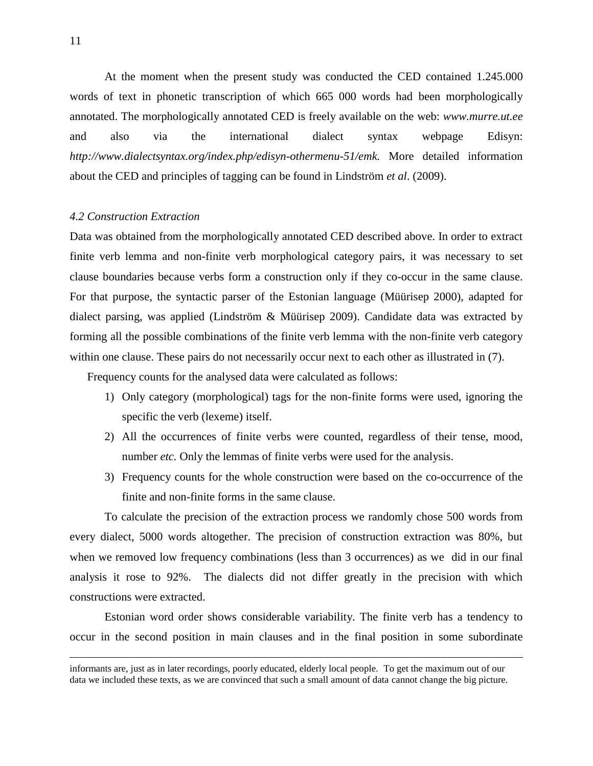At the moment when the present study was conducted the CED contained 1.245.000 words of text in phonetic transcription of which 665 000 words had been morphologically annotated. The morphologically annotated CED is freely available on the web: *www.murre.ut.ee* and also via the international dialect syntax webpage Edisyn: *http://www.dialectsyntax.org/index.php/edisyn-othermenu-51/emk.* More detailed information about the CED and principles of tagging can be found in Lindström *et al*. (2009).

### *4.2 Construction Extraction*

Data was obtained from the morphologically annotated CED described above. In order to extract finite verb lemma and non-finite verb morphological category pairs, it was necessary to set clause boundaries because verbs form a construction only if they co-occur in the same clause. For that purpose, the syntactic parser of the Estonian language (Müürisep 2000), adapted for dialect parsing, was applied (Lindström & Müürisep 2009). Candidate data was extracted by forming all the possible combinations of the finite verb lemma with the non-finite verb category within one clause. These pairs do not necessarily occur next to each other as illustrated in (7).

Frequency counts for the analysed data were calculated as follows:

1) Only category (morphological) tags for the non-finite forms were used, ignoring the specific the verb (lexeme) itself.
2) All the occurrences of finite verbs were counted, regardless of their tense, mood, number *etc.* Only the lemmas of finite verbs were used for the analysis.
3) Frequency counts for the whole construction were based on the co-occurrence of the finite and non-finite forms in the same clause.

To calculate the precision of the extraction process we randomly chose 500 words from every dialect, 5000 words altogether. The precision of construction extraction was 80%, but when we removed low frequency combinations (less than 3 occurrences) as we did in our final analysis it rose to 92%. The dialects did not differ greatly in the precision with which constructions were extracted.

Estonian word order shows considerable variability. The finite verb has a tendency to occur in the second position in main clauses and in the final position in some subordinate

---

informants are, just as in later recordings, poorly educated, elderly local people. To get the maximum out of our data we included these texts, as we are convinced that such a small amount of data cannot change the big picture.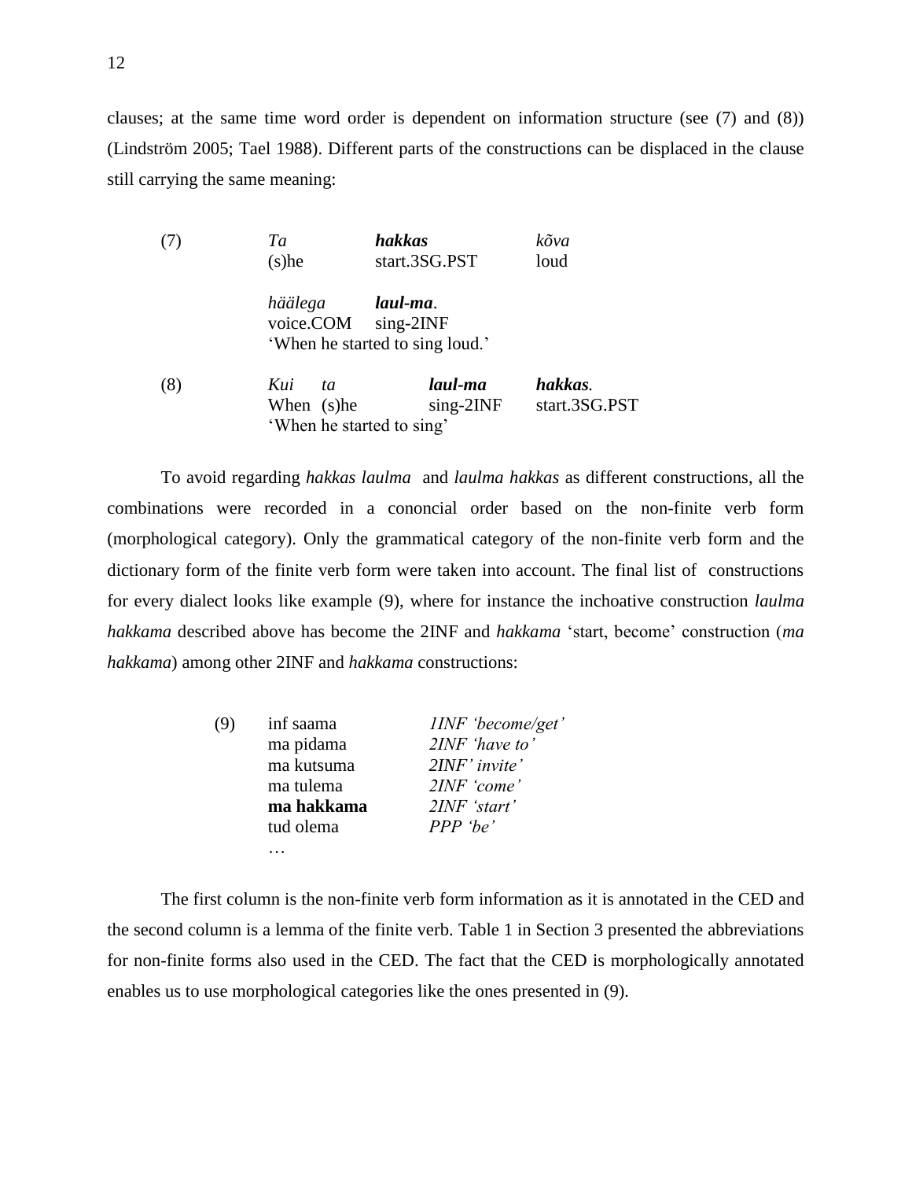clauses; at the same time word order is dependent on information structure (see (7) and (8)) (Lindström 2005; Tael 1988). Different parts of the constructions can be displaced in the clause still carrying the same meaning:

(7) *Ta* **_hakkas_** *kõva*
(s)he start.3SG.PST loud

*häälega* **_laul-ma_**.
voice.COM sing-2INF
'When he started to sing loud.'

(8) *Kui ta* **_laul-ma_** **_hakkas_**.
When (s)he sing-2INF start.3SG.PST
'When he started to sing'

To avoid regarding *hakkas laulma* and *laulma hakkas* as different constructions, all the combinations were recorded in a cononcial order based on the non-finite verb form (morphological category). Only the grammatical category of the non-finite verb form and the dictionary form of the finite verb form were taken into account. The final list of constructions for every dialect looks like example (9), where for instance the inchoative construction *laulma hakkama* described above has become the 2INF and *hakkama* 'start, become' construction (*ma hakkama*) among other 2INF and *hakkama* constructions:

(9)

| | |
|---|---|
| inf saama | *1INF 'become/get'* |
| ma pidama | *2INF 'have to'* |
| ma kutsuma | *2INF' invite'* |
| ma tulema | *2INF 'come'* |
| **ma hakkama** | *2INF 'start'* |
| tud olema | *PPP 'be'* |
| … | |

The first column is the non-finite verb form information as it is annotated in the CED and the second column is a lemma of the finite verb. Table 1 in Section 3 presented the abbreviations for non-finite forms also used in the CED. The fact that the CED is morphologically annotated enables us to use morphological categories like the ones presented in (9).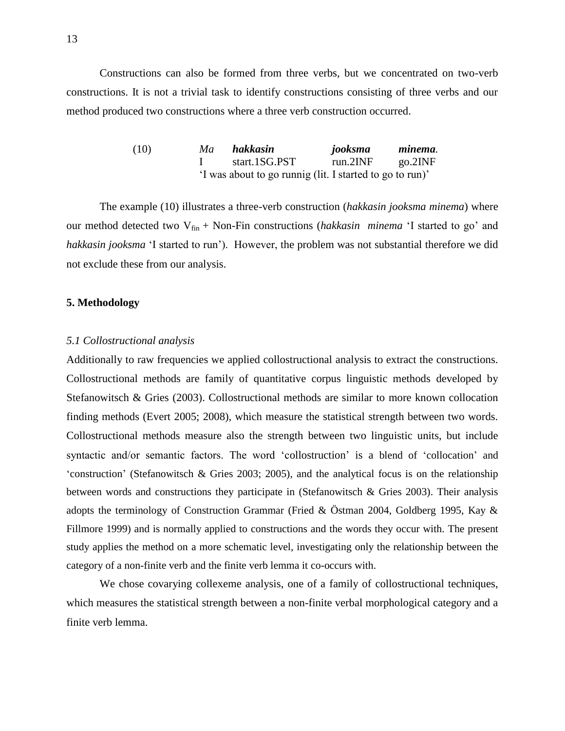Constructions can also be formed from three verbs, but we concentrated on two-verb constructions. It is not a trivial task to identify constructions consisting of three verbs and our method produced two constructions where a three verb construction occurred.

| (10) | *Ma* | ***hakkasin*** | ***jooksma*** | ***minema.*** |
|---|---|---|---|---|
| | I | start.1SG.PST | run.2INF | go.2INF |
| | 'I was about to go runnig (lit. I started to go to run)' | | | |

The example (10) illustrates a three-verb construction (*hakkasin jooksma minema*) where our method detected two $V_{fin}$ + Non-Fin constructions (*hakkasin minema* 'I started to go' and *hakkasin jooksma* 'I started to run'). However, the problem was not substantial therefore we did not exclude these from our analysis.

## 5. Methodology

### *5.1 Collostructional analysis*

Additionally to raw frequencies we applied collostructional analysis to extract the constructions. Collostructional methods are family of quantitative corpus linguistic methods developed by Stefanowitsch & Gries (2003). Collostructional methods are similar to more known collocation finding methods (Evert 2005; 2008), which measure the statistical strength between two words. Collostructional methods measure also the strength between two linguistic units, but include syntactic and/or semantic factors. The word 'collostruction' is a blend of 'collocation' and 'construction' (Stefanowitsch & Gries 2003; 2005), and the analytical focus is on the relationship between words and constructions they participate in (Stefanowitsch & Gries 2003). Their analysis adopts the terminology of Construction Grammar (Fried & Östman 2004, Goldberg 1995, Kay & Fillmore 1999) and is normally applied to constructions and the words they occur with. The present study applies the method on a more schematic level, investigating only the relationship between the category of a non-finite verb and the finite verb lemma it co-occurs with.

We chose covarying collexeme analysis, one of a family of collostructional techniques, which measures the statistical strength between a non-finite verbal morphological category and a finite verb lemma.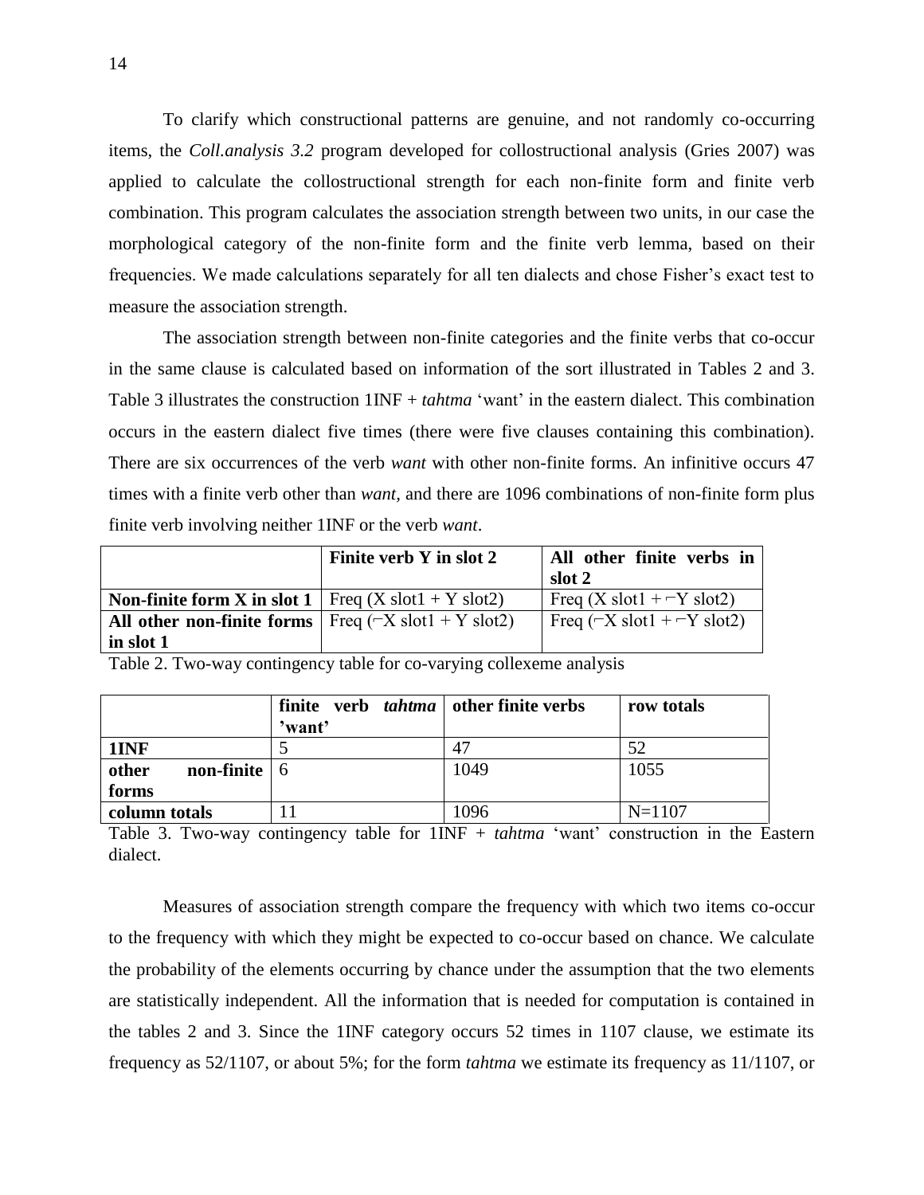To clarify which constructional patterns are genuine, and not randomly co-occurring items, the *Coll.analysis 3.2* program developed for collostructional analysis (Gries 2007) was applied to calculate the collostructional strength for each non-finite form and finite verb combination. This program calculates the association strength between two units, in our case the morphological category of the non-finite form and the finite verb lemma, based on their frequencies. We made calculations separately for all ten dialects and chose Fisher's exact test to measure the association strength.

The association strength between non-finite categories and the finite verbs that co-occur in the same clause is calculated based on information of the sort illustrated in Tables 2 and 3. Table 3 illustrates the construction 1INF + *tahtma* 'want' in the eastern dialect. This combination occurs in the eastern dialect five times (there were five clauses containing this combination). There are six occurrences of the verb *want* with other non-finite forms. An infinitive occurs 47 times with a finite verb other than *want*, and there are 1096 combinations of non-finite form plus finite verb involving neither 1INF or the verb *want*.

| | **Finite verb Y in slot 2** | **All other finite verbs in slot 2** |
|---|---|---|
| **Non-finite form X in slot 1** | Freq (X slot1 + Y slot2) | Freq (X slot1 + ¬Y slot2) |
| **All other non-finite forms in slot 1** | Freq (¬X slot1 + Y slot2) | Freq (¬X slot1 + ¬Y slot2) |

Table 2. Two-way contingency table for co-varying collexeme analysis

| | **finite verb *tahtma* 'want'** | **other finite verbs** | **row totals** |
|---|---|---|---|
| **1INF** | 5 | 47 | 52 |
| **other non-finite forms** | 6 | 1049 | 1055 |
| **column totals** | 11 | 1096 | N=1107 |

Table 3. Two-way contingency table for 1INF + *tahtma* 'want' construction in the Eastern dialect.

Measures of association strength compare the frequency with which two items co-occur to the frequency with which they might be expected to co-occur based on chance. We calculate the probability of the elements occurring by chance under the assumption that the two elements are statistically independent. All the information that is needed for computation is contained in the tables 2 and 3. Since the 1INF category occurs 52 times in 1107 clause, we estimate its frequency as 52/1107, or about 5%; for the form *tahtma* we estimate its frequency as 11/1107, or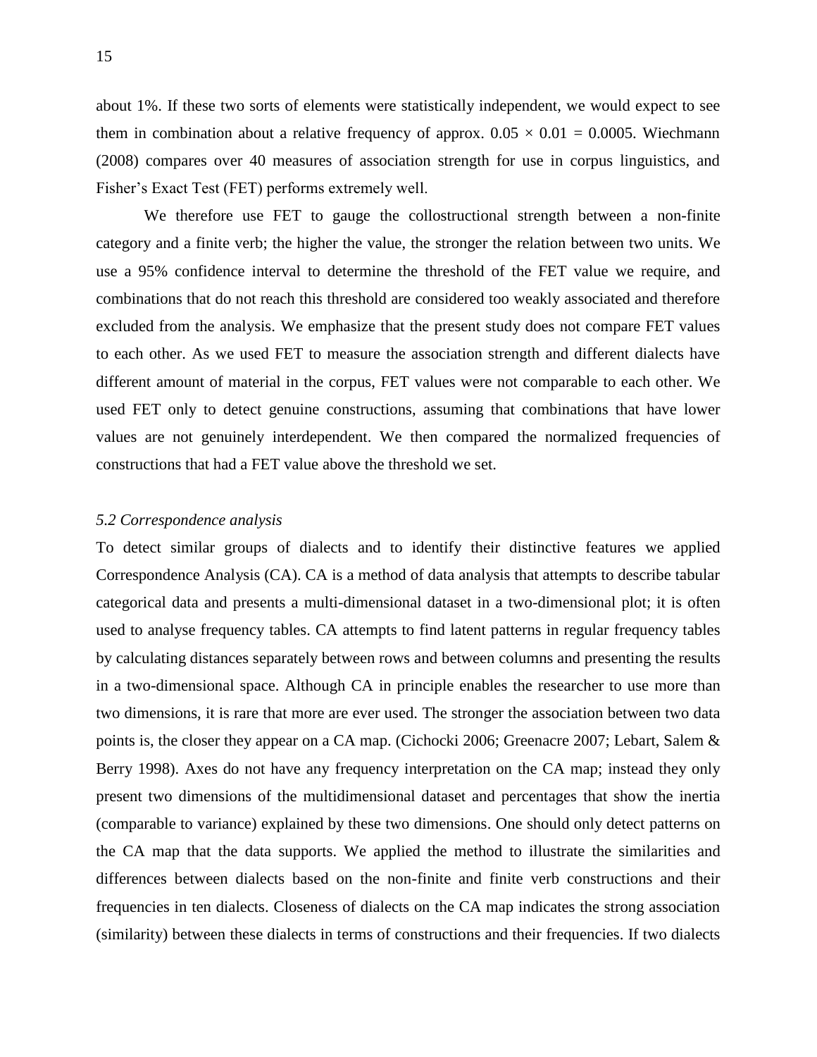about 1%. If these two sorts of elements were statistically independent, we would expect to see them in combination about a relative frequency of approx. $0.05 \times 0.01 = 0.0005$. Wiechmann (2008) compares over 40 measures of association strength for use in corpus linguistics, and Fisher's Exact Test (FET) performs extremely well.

We therefore use FET to gauge the collostructional strength between a non-finite category and a finite verb; the higher the value, the stronger the relation between two units. We use a 95% confidence interval to determine the threshold of the FET value we require, and combinations that do not reach this threshold are considered too weakly associated and therefore excluded from the analysis. We emphasize that the present study does not compare FET values to each other. As we used FET to measure the association strength and different dialects have different amount of material in the corpus, FET values were not comparable to each other. We used FET only to detect genuine constructions, assuming that combinations that have lower values are not genuinely interdependent. We then compared the normalized frequencies of constructions that had a FET value above the threshold we set.

### *5.2 Correspondence analysis*

To detect similar groups of dialects and to identify their distinctive features we applied Correspondence Analysis (CA). CA is a method of data analysis that attempts to describe tabular categorical data and presents a multi-dimensional dataset in a two-dimensional plot; it is often used to analyse frequency tables. CA attempts to find latent patterns in regular frequency tables by calculating distances separately between rows and between columns and presenting the results in a two-dimensional space. Although CA in principle enables the researcher to use more than two dimensions, it is rare that more are ever used. The stronger the association between two data points is, the closer they appear on a CA map. (Cichocki 2006; Greenacre 2007; Lebart, Salem & Berry 1998). Axes do not have any frequency interpretation on the CA map; instead they only present two dimensions of the multidimensional dataset and percentages that show the inertia (comparable to variance) explained by these two dimensions. One should only detect patterns on the CA map that the data supports. We applied the method to illustrate the similarities and differences between dialects based on the non-finite and finite verb constructions and their frequencies in ten dialects. Closeness of dialects on the CA map indicates the strong association (similarity) between these dialects in terms of constructions and their frequencies. If two dialects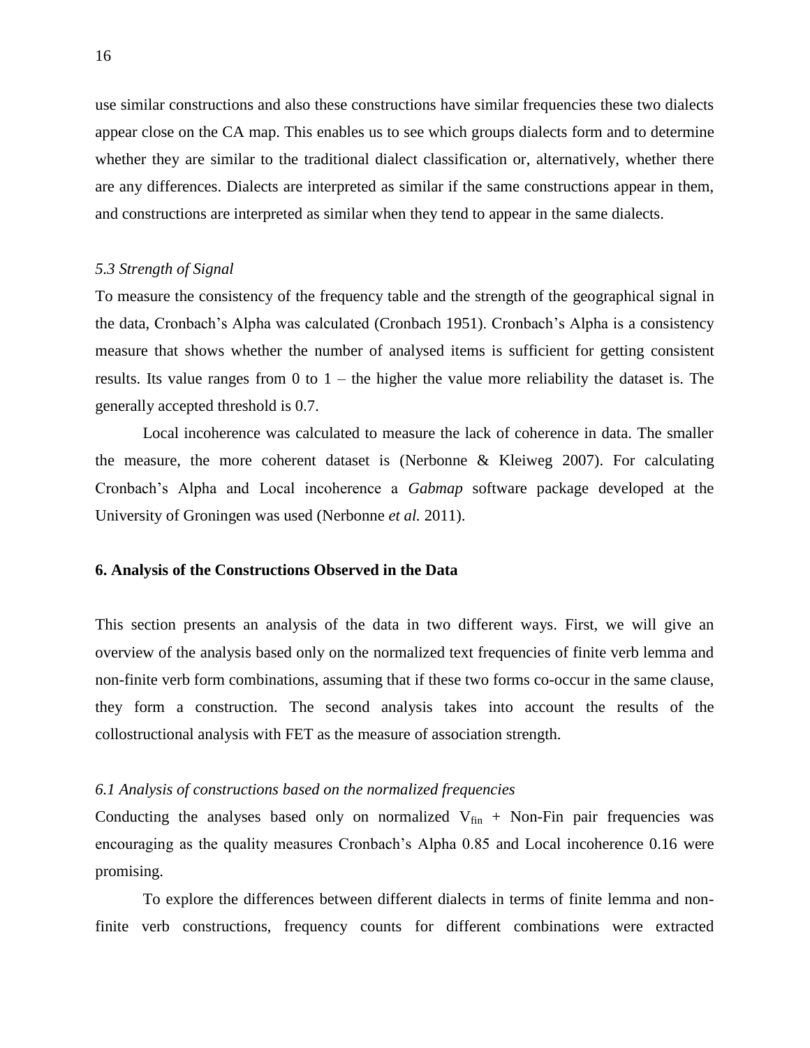use similar constructions and also these constructions have similar frequencies these two dialects appear close on the CA map. This enables us to see which groups dialects form and to determine whether they are similar to the traditional dialect classification or, alternatively, whether there are any differences. Dialects are interpreted as similar if the same constructions appear in them, and constructions are interpreted as similar when they tend to appear in the same dialects.

### *5.3 Strength of Signal*

To measure the consistency of the frequency table and the strength of the geographical signal in the data, Cronbach's Alpha was calculated (Cronbach 1951). Cronbach's Alpha is a consistency measure that shows whether the number of analysed items is sufficient for getting consistent results. Its value ranges from 0 to 1 – the higher the value more reliability the dataset is. The generally accepted threshold is 0.7.

Local incoherence was calculated to measure the lack of coherence in data. The smaller the measure, the more coherent dataset is (Nerbonne & Kleiweg 2007). For calculating Cronbach's Alpha and Local incoherence a *Gabmap* software package developed at the University of Groningen was used (Nerbonne *et al.* 2011).

## 6. Analysis of the Constructions Observed in the Data

This section presents an analysis of the data in two different ways. First, we will give an overview of the analysis based only on the normalized text frequencies of finite verb lemma and non-finite verb form combinations, assuming that if these two forms co-occur in the same clause, they form a construction. The second analysis takes into account the results of the collostructional analysis with FET as the measure of association strength.

### *6.1 Analysis of constructions based on the normalized frequencies*

Conducting the analyses based only on normalized $V_{fin}$ + Non-Fin pair frequencies was encouraging as the quality measures Cronbach's Alpha 0.85 and Local incoherence 0.16 were promising.

To explore the differences between different dialects in terms of finite lemma and non-finite verb constructions, frequency counts for different combinations were extracted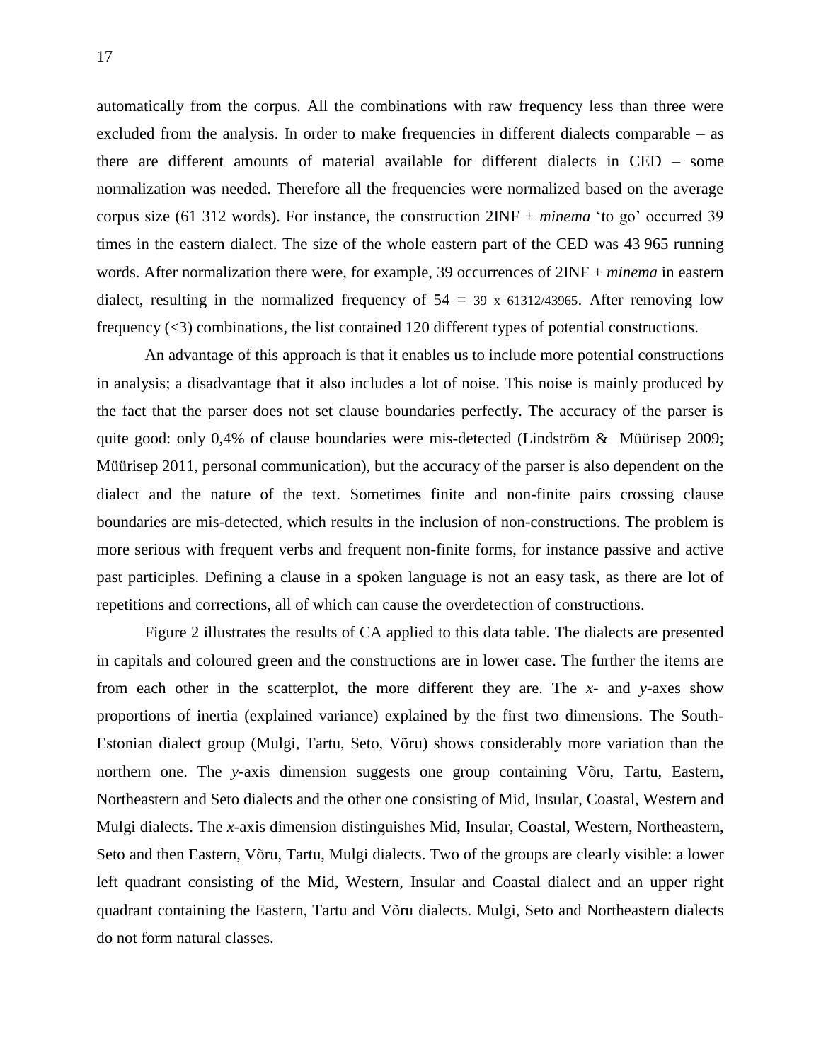automatically from the corpus. All the combinations with raw frequency less than three were excluded from the analysis. In order to make frequencies in different dialects comparable – as there are different amounts of material available for different dialects in CED – some normalization was needed. Therefore all the frequencies were normalized based on the average corpus size (61 312 words). For instance, the construction 2INF + *minema* 'to go' occurred 39 times in the eastern dialect. The size of the whole eastern part of the CED was 43 965 running words. After normalization there were, for example, 39 occurrences of 2INF + *minema* in eastern dialect, resulting in the normalized frequency of 54 = 39 x 61312/43965. After removing low frequency (<3) combinations, the list contained 120 different types of potential constructions.

An advantage of this approach is that it enables us to include more potential constructions in analysis; a disadvantage that it also includes a lot of noise. This noise is mainly produced by the fact that the parser does not set clause boundaries perfectly. The accuracy of the parser is quite good: only 0,4% of clause boundaries were mis-detected (Lindström & Müürisep 2009; Müürisep 2011, personal communication), but the accuracy of the parser is also dependent on the dialect and the nature of the text. Sometimes finite and non-finite pairs crossing clause boundaries are mis-detected, which results in the inclusion of non-constructions. The problem is more serious with frequent verbs and frequent non-finite forms, for instance passive and active past participles. Defining a clause in a spoken language is not an easy task, as there are lot of repetitions and corrections, all of which can cause the overdetection of constructions.

Figure 2 illustrates the results of CA applied to this data table. The dialects are presented in capitals and coloured green and the constructions are in lower case. The further the items are from each other in the scatterplot, the more different they are. The *x*- and *y*-axes show proportions of inertia (explained variance) explained by the first two dimensions. The South-Estonian dialect group (Mulgi, Tartu, Seto, Võru) shows considerably more variation than the northern one. The *y*-axis dimension suggests one group containing Võru, Tartu, Eastern, Northeastern and Seto dialects and the other one consisting of Mid, Insular, Coastal, Western and Mulgi dialects. The *x*-axis dimension distinguishes Mid, Insular, Coastal, Western, Northeastern, Seto and then Eastern, Võru, Tartu, Mulgi dialects. Two of the groups are clearly visible: a lower left quadrant consisting of the Mid, Western, Insular and Coastal dialect and an upper right quadrant containing the Eastern, Tartu and Võru dialects. Mulgi, Seto and Northeastern dialects do not form natural classes.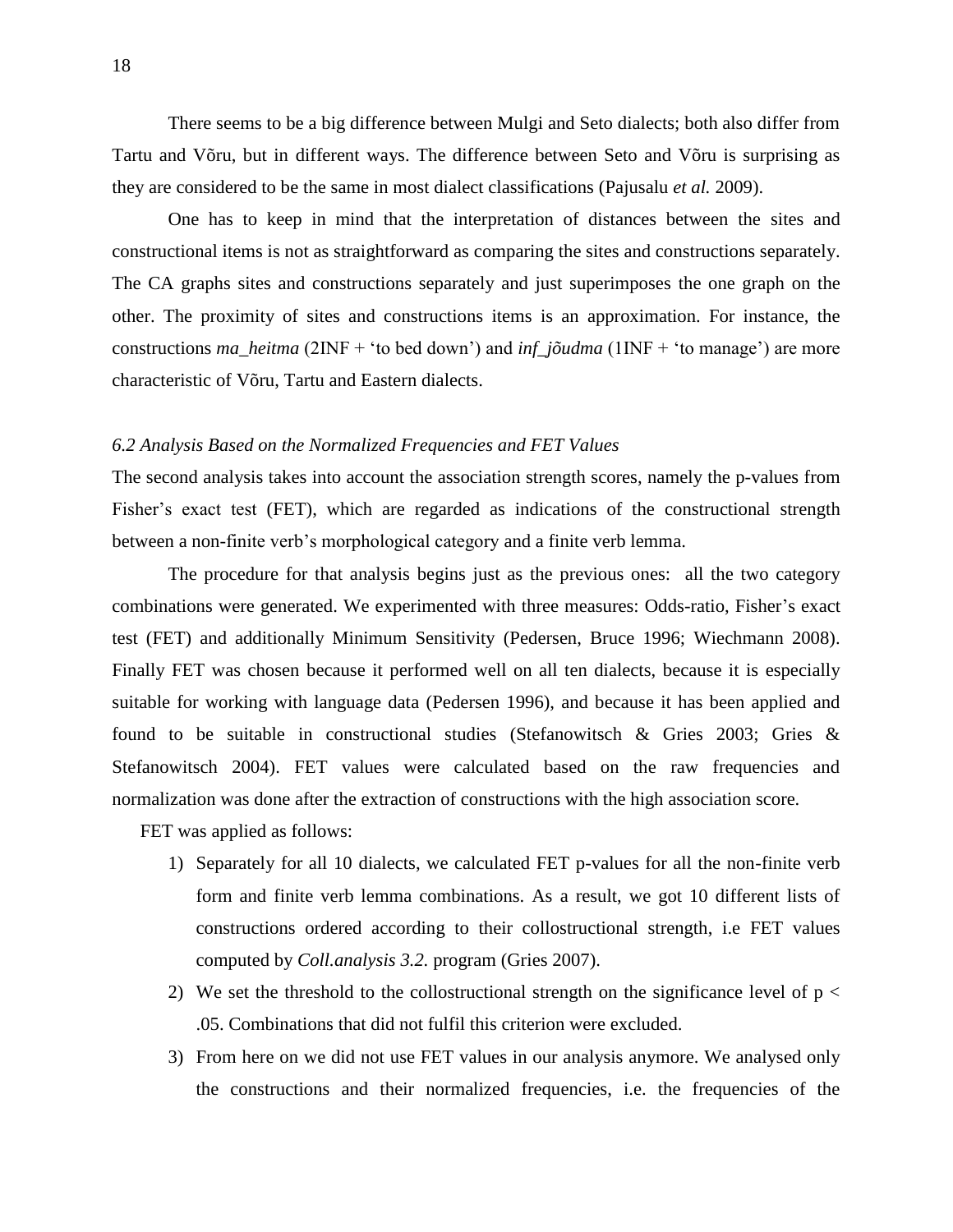There seems to be a big difference between Mulgi and Seto dialects; both also differ from Tartu and Võru, but in different ways. The difference between Seto and Võru is surprising as they are considered to be the same in most dialect classifications (Pajusalu *et al.* 2009).

One has to keep in mind that the interpretation of distances between the sites and constructional items is not as straightforward as comparing the sites and constructions separately. The CA graphs sites and constructions separately and just superimposes the one graph on the other. The proximity of sites and constructions items is an approximation. For instance, the constructions *ma_heitma* (2INF + 'to bed down') and *inf_jõudma* (1INF + 'to manage') are more characteristic of Võru, Tartu and Eastern dialects.

### *6.2 Analysis Based on the Normalized Frequencies and FET Values*

The second analysis takes into account the association strength scores, namely the p-values from Fisher's exact test (FET), which are regarded as indications of the constructional strength between a non-finite verb's morphological category and a finite verb lemma.

The procedure for that analysis begins just as the previous ones: all the two category combinations were generated. We experimented with three measures: Odds-ratio, Fisher's exact test (FET) and additionally Minimum Sensitivity (Pedersen, Bruce 1996; Wiechmann 2008). Finally FET was chosen because it performed well on all ten dialects, because it is especially suitable for working with language data (Pedersen 1996), and because it has been applied and found to be suitable in constructional studies (Stefanowitsch & Gries 2003; Gries & Stefanowitsch 2004). FET values were calculated based on the raw frequencies and normalization was done after the extraction of constructions with the high association score.

FET was applied as follows:

1) Separately for all 10 dialects, we calculated FET p-values for all the non-finite verb form and finite verb lemma combinations. As a result, we got 10 different lists of constructions ordered according to their collostructional strength, i.e FET values computed by *Coll.analysis 3.2.* program (Gries 2007).
2) We set the threshold to the collostructional strength on the significance level of $p < .05$. Combinations that did not fulfil this criterion were excluded.
3) From here on we did not use FET values in our analysis anymore. We analysed only the constructions and their normalized frequencies, i.e. the frequencies of the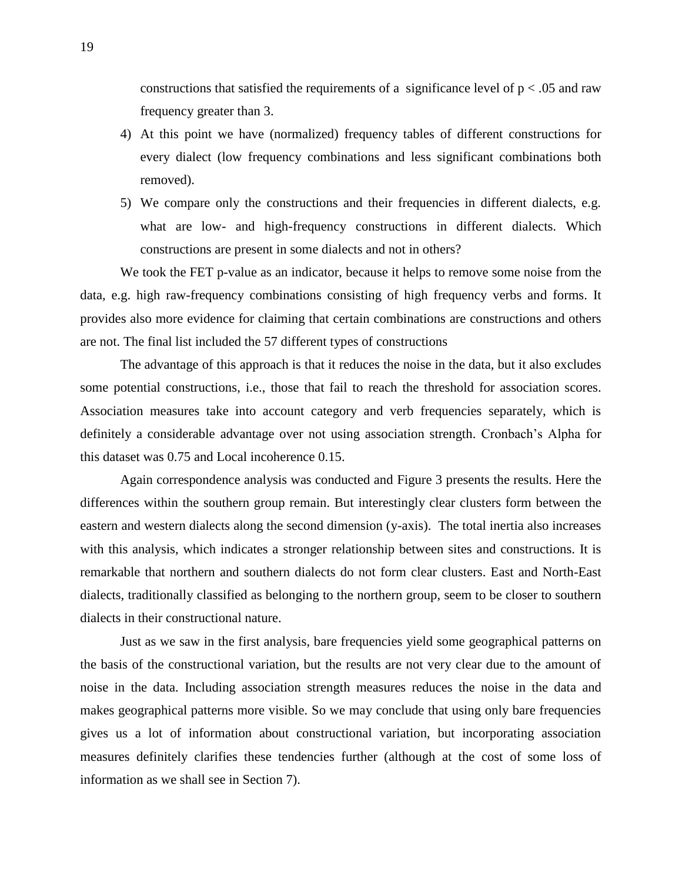constructions that satisfied the requirements of a significance level of $p < .05$ and raw frequency greater than 3.

4) At this point we have (normalized) frequency tables of different constructions for every dialect (low frequency combinations and less significant combinations both removed).
5) We compare only the constructions and their frequencies in different dialects, e.g. what are low- and high-frequency constructions in different dialects. Which constructions are present in some dialects and not in others?

We took the FET p-value as an indicator, because it helps to remove some noise from the data, e.g. high raw-frequency combinations consisting of high frequency verbs and forms. It provides also more evidence for claiming that certain combinations are constructions and others are not. The final list included the 57 different types of constructions

The advantage of this approach is that it reduces the noise in the data, but it also excludes some potential constructions, i.e., those that fail to reach the threshold for association scores. Association measures take into account category and verb frequencies separately, which is definitely a considerable advantage over not using association strength. Cronbach's Alpha for this dataset was 0.75 and Local incoherence 0.15.

Again correspondence analysis was conducted and Figure 3 presents the results. Here the differences within the southern group remain. But interestingly clear clusters form between the eastern and western dialects along the second dimension (y-axis). The total inertia also increases with this analysis, which indicates a stronger relationship between sites and constructions. It is remarkable that northern and southern dialects do not form clear clusters. East and North-East dialects, traditionally classified as belonging to the northern group, seem to be closer to southern dialects in their constructional nature.

Just as we saw in the first analysis, bare frequencies yield some geographical patterns on the basis of the constructional variation, but the results are not very clear due to the amount of noise in the data. Including association strength measures reduces the noise in the data and makes geographical patterns more visible. So we may conclude that using only bare frequencies gives us a lot of information about constructional variation, but incorporating association measures definitely clarifies these tendencies further (although at the cost of some loss of information as we shall see in Section 7).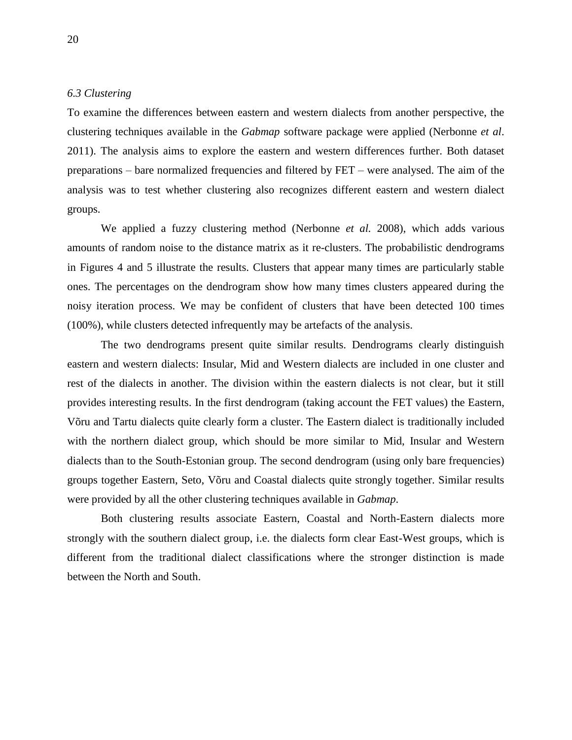*6.3 Clustering*

To examine the differences between eastern and western dialects from another perspective, the clustering techniques available in the *Gabmap* software package were applied (Nerbonne *et al*. 2011). The analysis aims to explore the eastern and western differences further. Both dataset preparations – bare normalized frequencies and filtered by FET – were analysed. The aim of the analysis was to test whether clustering also recognizes different eastern and western dialect groups.

We applied a fuzzy clustering method (Nerbonne *et al.* 2008), which adds various amounts of random noise to the distance matrix as it re-clusters. The probabilistic dendrograms in Figures 4 and 5 illustrate the results. Clusters that appear many times are particularly stable ones. The percentages on the dendrogram show how many times clusters appeared during the noisy iteration process. We may be confident of clusters that have been detected 100 times (100%), while clusters detected infrequently may be artefacts of the analysis.

The two dendrograms present quite similar results. Dendrograms clearly distinguish eastern and western dialects: Insular, Mid and Western dialects are included in one cluster and rest of the dialects in another. The division within the eastern dialects is not clear, but it still provides interesting results. In the first dendrogram (taking account the FET values) the Eastern, Võru and Tartu dialects quite clearly form a cluster. The Eastern dialect is traditionally included with the northern dialect group, which should be more similar to Mid, Insular and Western dialects than to the South-Estonian group. The second dendrogram (using only bare frequencies) groups together Eastern, Seto, Võru and Coastal dialects quite strongly together. Similar results were provided by all the other clustering techniques available in *Gabmap*.

Both clustering results associate Eastern, Coastal and North-Eastern dialects more strongly with the southern dialect group, i.e. the dialects form clear East-West groups, which is different from the traditional dialect classifications where the stronger distinction is made between the North and South.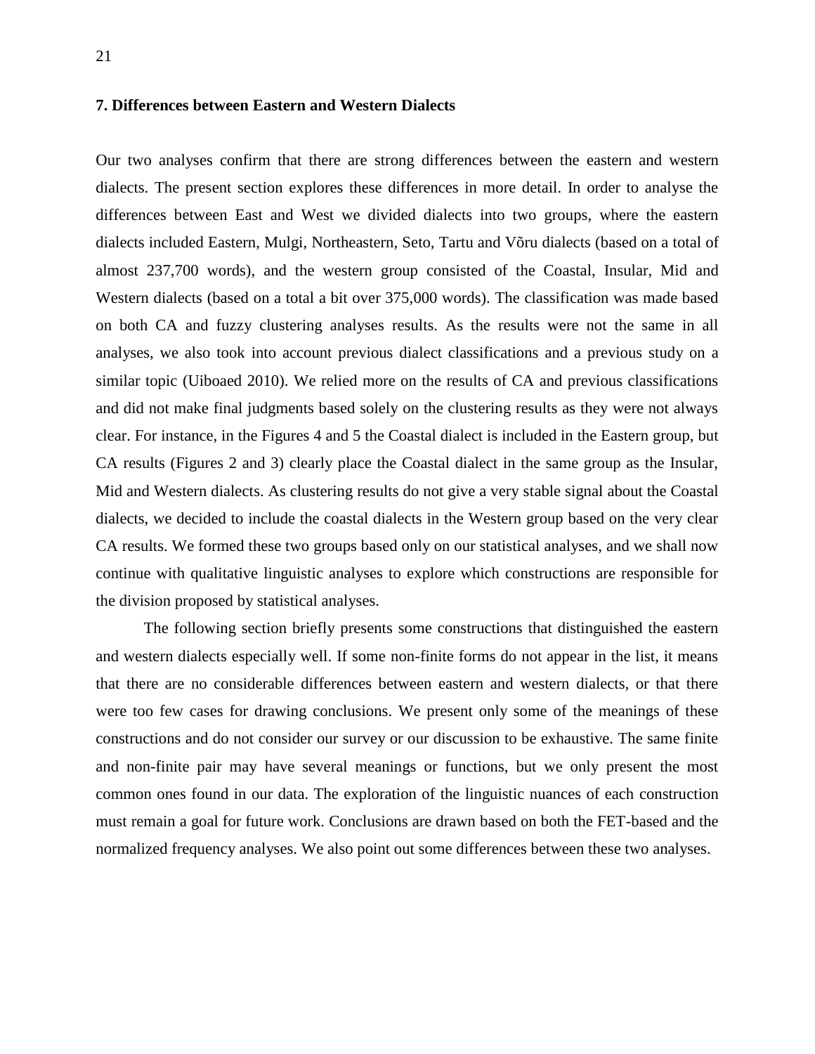## 7. Differences between Eastern and Western Dialects

Our two analyses confirm that there are strong differences between the eastern and western dialects. The present section explores these differences in more detail. In order to analyse the differences between East and West we divided dialects into two groups, where the eastern dialects included Eastern, Mulgi, Northeastern, Seto, Tartu and Võru dialects (based on a total of almost 237,700 words), and the western group consisted of the Coastal, Insular, Mid and Western dialects (based on a total a bit over 375,000 words). The classification was made based on both CA and fuzzy clustering analyses results. As the results were not the same in all analyses, we also took into account previous dialect classifications and a previous study on a similar topic (Uiboaed 2010). We relied more on the results of CA and previous classifications and did not make final judgments based solely on the clustering results as they were not always clear. For instance, in the Figures 4 and 5 the Coastal dialect is included in the Eastern group, but CA results (Figures 2 and 3) clearly place the Coastal dialect in the same group as the Insular, Mid and Western dialects. As clustering results do not give a very stable signal about the Coastal dialects, we decided to include the coastal dialects in the Western group based on the very clear CA results. We formed these two groups based only on our statistical analyses, and we shall now continue with qualitative linguistic analyses to explore which constructions are responsible for the division proposed by statistical analyses.

The following section briefly presents some constructions that distinguished the eastern and western dialects especially well. If some non-finite forms do not appear in the list, it means that there are no considerable differences between eastern and western dialects, or that there were too few cases for drawing conclusions. We present only some of the meanings of these constructions and do not consider our survey or our discussion to be exhaustive. The same finite and non-finite pair may have several meanings or functions, but we only present the most common ones found in our data. The exploration of the linguistic nuances of each construction must remain a goal for future work. Conclusions are drawn based on both the FET-based and the normalized frequency analyses. We also point out some differences between these two analyses.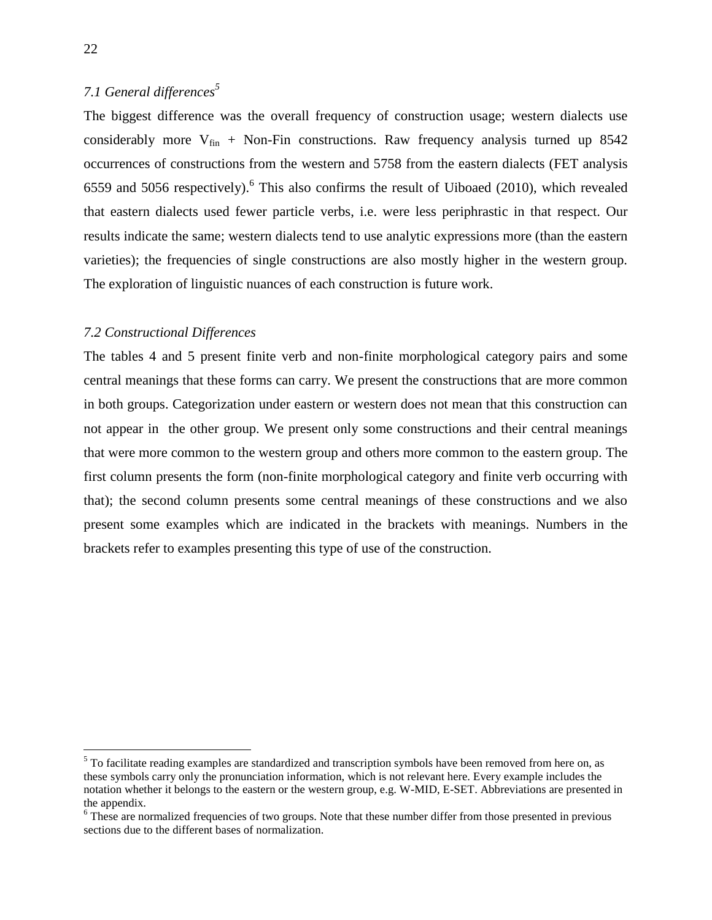### *7.1 General differences*[5]

The biggest difference was the overall frequency of construction usage; western dialects use considerably more $V_{fin}$ + Non-Fin constructions. Raw frequency analysis turned up 8542 occurrences of constructions from the western and 5758 from the eastern dialects (FET analysis 6559 and 5056 respectively).[6] This also confirms the result of Uiboaed (2010), which revealed that eastern dialects used fewer particle verbs, i.e. were less periphrastic in that respect. Our results indicate the same; western dialects tend to use analytic expressions more (than the eastern varieties); the frequencies of single constructions are also mostly higher in the western group. The exploration of linguistic nuances of each construction is future work.

### *7.2 Constructional Differences*

The tables 4 and 5 present finite verb and non-finite morphological category pairs and some central meanings that these forms can carry. We present the constructions that are more common in both groups. Categorization under eastern or western does not mean that this construction can not appear in the other group. We present only some constructions and their central meanings that were more common to the western group and others more common to the eastern group. The first column presents the form (non-finite morphological category and finite verb occurring with that); the second column presents some central meanings of these constructions and we also present some examples which are indicated in the brackets with meanings. Numbers in the brackets refer to examples presenting this type of use of the construction.

---

[5] To facilitate reading examples are standardized and transcription symbols have been removed from here on, as these symbols carry only the pronunciation information, which is not relevant here. Every example includes the notation whether it belongs to the eastern or the western group, e.g. W-MID, E-SET. Abbreviations are presented in the appendix.

[6] These are normalized frequencies of two groups. Note that these number differ from those presented in previous sections due to the different bases of normalization.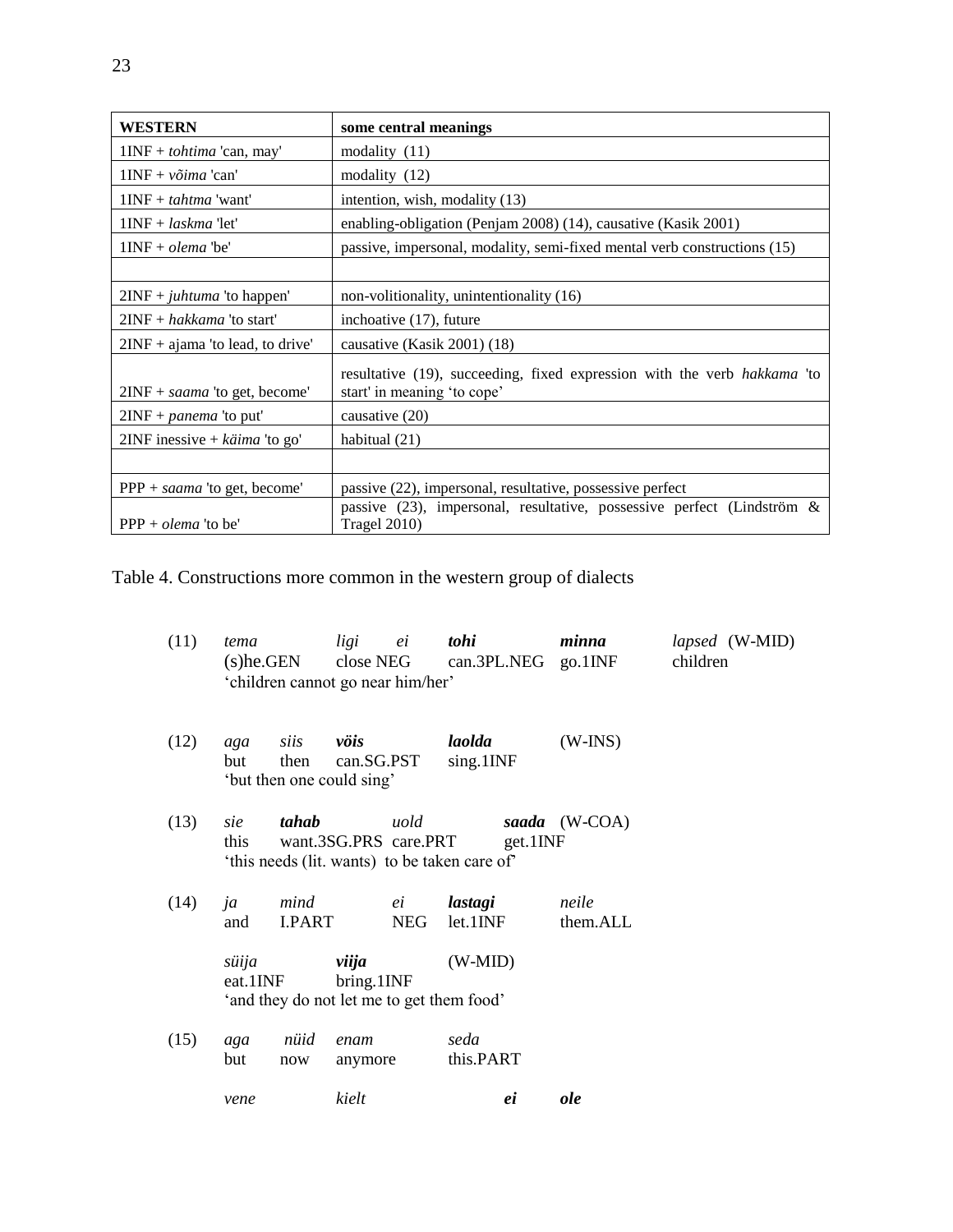| **WESTERN** | **some central meanings** |
|---|---|
| 1INF + *tohtima* 'can, may' | modality (11) |
| 1INF + *võima* 'can' | modality (12) |
| 1INF + *tahtma* 'want' | intention, wish, modality (13) |
| 1INF + *laskma* 'let' | enabling-obligation (Penjam 2008) (14), causative (Kasik 2001) |
| 1INF + *olema* 'be' | passive, impersonal, modality, semi-fixed mental verb constructions (15) |
| | |
| 2INF + *juhtuma* 'to happen' | non-volitionality, unintentionality (16) |
| 2INF + *hakkama* 'to start' | inchoative (17), future |
| 2INF + ajama 'to lead, to drive' | causative (Kasik 2001) (18) |
| 2INF + *saama* 'to get, become' | resultative (19), succeeding, fixed expression with the verb *hakkama* 'to start' in meaning 'to cope' |
| 2INF + *panema* 'to put' | causative (20) |
| 2INF inessive + *käima* 'to go' | habitual (21) |
| | |
| PPP + *saama* 'to get, become' | passive (22), impersonal, resultative, possessive perfect |
| PPP + *olema* 'to be' | passive (23), impersonal, resultative, possessive perfect (Lindström & Tragel 2010) |

Table 4. Constructions more common in the western group of dialects

(11) *tema* *ligi* *ei* ***tohi*** ***minna*** *lapsed* (W-MID)
(s)he.GEN close NEG can.3PL.NEG go.1INF children
'children cannot go near him/her'

(12) *aga* *siis* ***vöis*** ***laolda*** (W-INS)
but then can.SG.PST sing.1INF
'but then one could sing'

(13) *sie* ***tahab*** *uold* ***saada*** (W-COA)
this want.3SG.PRS care.PRT get.1INF
'this needs (lit. wants) to be taken care of'

(14) *ja* *mind* *ei* ***lastagi*** *neile*
and I.PART NEG let.1INF them.ALL

*süija* ***viija*** (W-MID)
eat.1INF bring.1INF
'and they do not let me to get them food'

(15) *aga* *nüid* *enam* *seda*
but now anymore this.PART

*vene* *kielt* ***ei*** ***ole***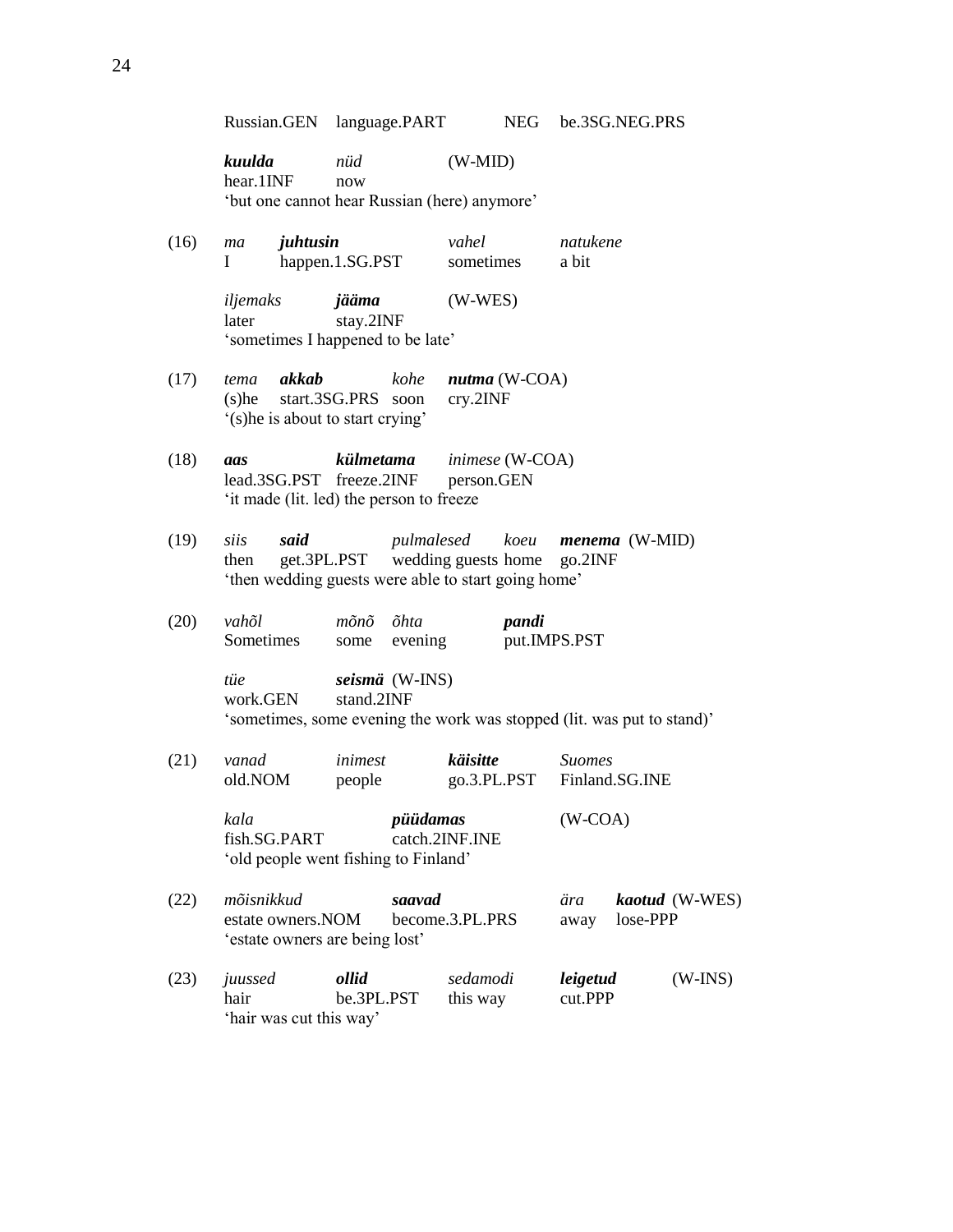Russian.GEN language.PART NEG be.3SG.NEG.PRS

***kuulda*** *nüd* (W-MID)
hear.1INF now
'but one cannot hear Russian (here) anymore'

(16) *ma* ***juhtusin*** *vahel* *natukene*
I happen.1.SG.PST sometimes a bit

*iljemaks* ***jääma*** (W-WES)
later stay.2INF
'sometimes I happened to be late'

(17) *tema* ***akkab*** *kohe* ***nutma*** (W-COA)
(s)he start.3SG.PRS soon cry.2INF
'(s)he is about to start crying'

(18) ***aas*** ***külmetama*** *inimese* (W-COA)
lead.3SG.PST freeze.2INF person.GEN
'it made (lit. led) the person to freeze

(19) *siis* ***said*** *pulmalesed* *koeu* ***menema*** (W-MID)
then get.3PL.PST wedding guests home go.2INF
'then wedding guests were able to start going home'

(20) *vahõl* *mõnõ* *õhta* ***pandi***
Sometimes some evening put.IMPS.PST

*tüe* ***seismä*** (W-INS)
work.GEN stand.2INF
'sometimes, some evening the work was stopped (lit. was put to stand)'

(21) *vanad* *inimest* ***käisitte*** *Suomes*
old.NOM people go.3.PL.PST Finland.SG.INE

*kala* ***püüdamas*** (W-COA)
fish.SG.PART catch.2INF.INE
'old people went fishing to Finland'

(22) *mõisnikkud* ***saavad*** *ära* ***kaotud*** (W-WES)
estate owners.NOM become.3.PL.PRS away lose-PPP
'estate owners are being lost'

(23) *juussed* ***ollid*** *sedamodi* ***leigetud*** (W-INS)
hair be.3PL.PST this way cut.PPP
'hair was cut this way'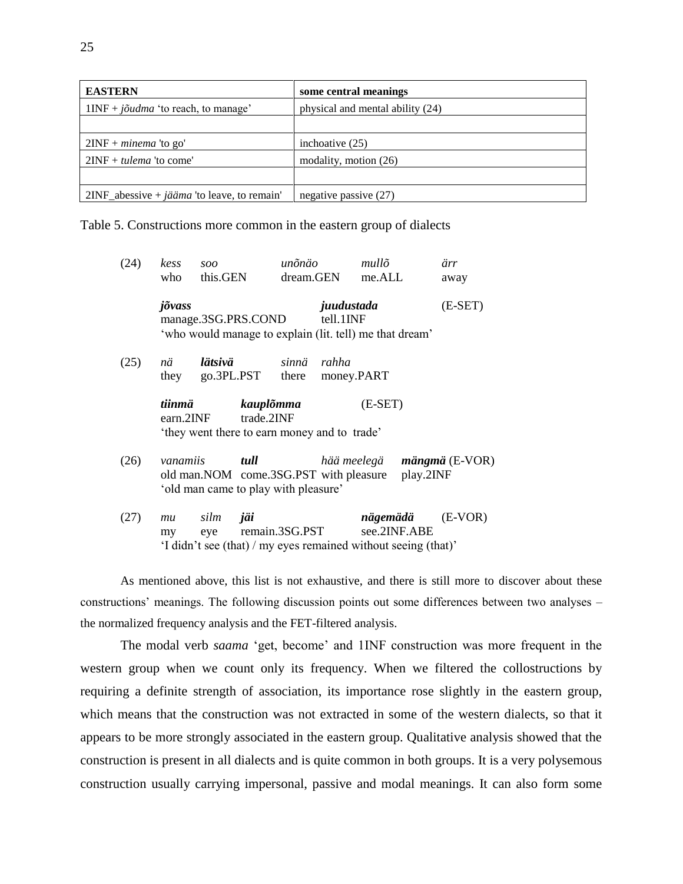| **EASTERN** | **some central meanings** |
|---|---|
| 1INF + *jõudma* 'to reach, to manage' | physical and mental ability (24) |
| | |
| 2INF + *minema* 'to go' | inchoative (25) |
| 2INF + *tulema* 'to come' | modality, motion (26) |
| | |
| 2INF_abessive + *jääma* 'to leave, to remain' | negative passive (27) |

Table 5. Constructions more common in the eastern group of dialects

(24) *kess* *soo* *unõnäo* *mullõ* *ärr*
who this.GEN dream.GEN me.ALL away

***jõvass*** ***juudustada*** (E-SET)
manage.3SG.PRS.COND tell.1INF
'who would manage to explain (lit. tell) me that dream'

(25) *nä* ***lätsivä*** *sinnä* *rahha*
they go.3PL.PST there money.PART

***tiinmä*** ***kauplõmma*** (E-SET)
earn.2INF trade.2INF
'they went there to earn money and to trade'

(26) *vanamiis* ***tull*** *hää meelegä* ***mängmä*** (E-VOR)
old man.NOM come.3SG.PST with pleasure play.2INF
'old man came to play with pleasure'

(27) *mu* *silm* ***jäi*** ***nägemädä*** (E-VOR)
my eye remain.3SG.PST see.2INF.ABE
'I didn't see (that) / my eyes remained without seeing (that)'

As mentioned above, this list is not exhaustive, and there is still more to discover about these constructions' meanings. The following discussion points out some differences between two analyses – the normalized frequency analysis and the FET-filtered analysis.

The modal verb *saama* 'get, become' and 1INF construction was more frequent in the western group when we count only its frequency. When we filtered the collostructions by requiring a definite strength of association, its importance rose slightly in the eastern group, which means that the construction was not extracted in some of the western dialects, so that it appears to be more strongly associated in the eastern group. Qualitative analysis showed that the construction is present in all dialects and is quite common in both groups. It is a very polysemous construction usually carrying impersonal, passive and modal meanings. It can also form some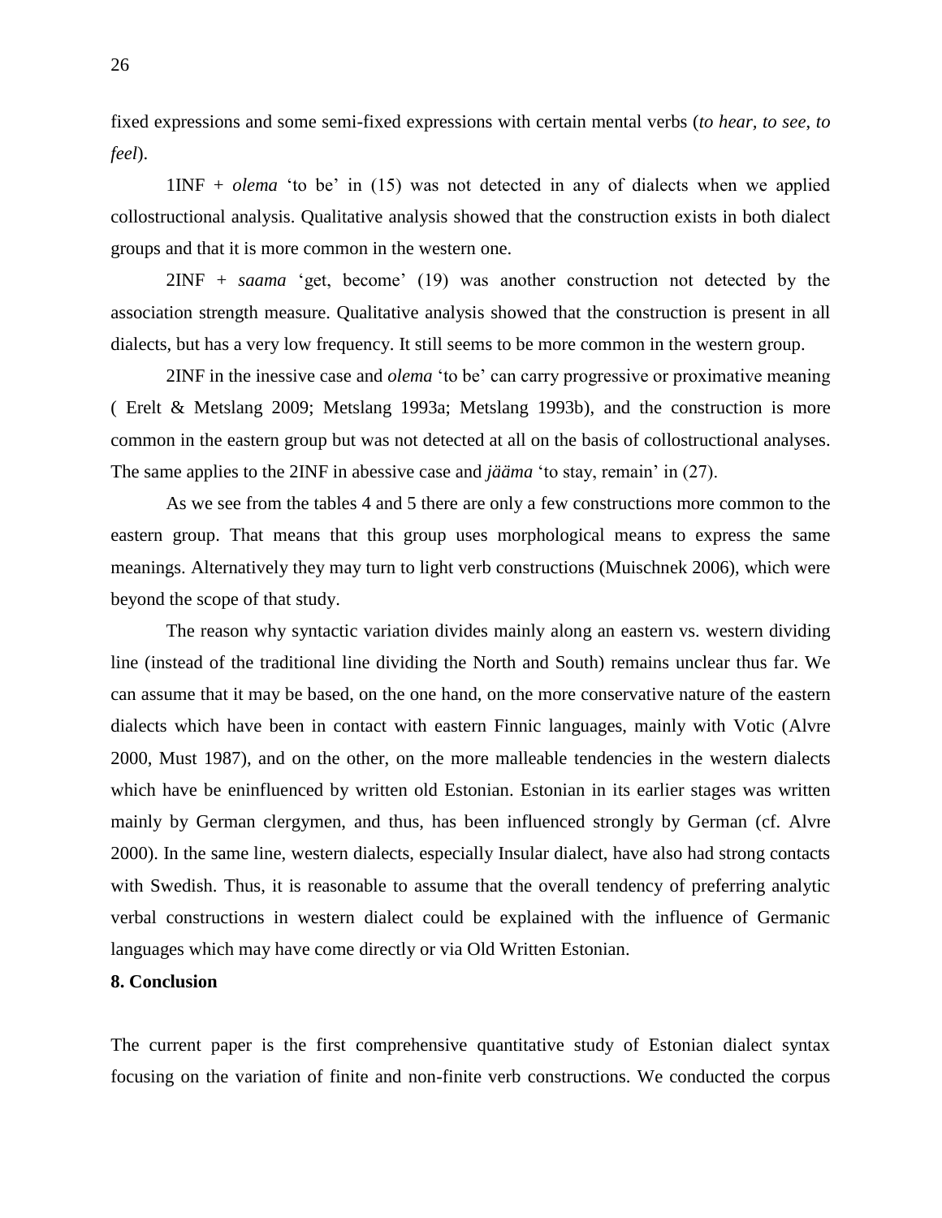fixed expressions and some semi-fixed expressions with certain mental verbs (*to hear, to see, to feel*).

1INF + *olema* 'to be' in (15) was not detected in any of dialects when we applied collostructional analysis. Qualitative analysis showed that the construction exists in both dialect groups and that it is more common in the western one.

2INF + *saama* 'get, become' (19) was another construction not detected by the association strength measure. Qualitative analysis showed that the construction is present in all dialects, but has a very low frequency. It still seems to be more common in the western group.

2INF in the inessive case and *olema* 'to be' can carry progressive or proximative meaning ( Erelt & Metslang 2009; Metslang 1993a; Metslang 1993b), and the construction is more common in the eastern group but was not detected at all on the basis of collostructional analyses. The same applies to the 2INF in abessive case and *jääma* 'to stay, remain' in (27).

As we see from the tables 4 and 5 there are only a few constructions more common to the eastern group. That means that this group uses morphological means to express the same meanings. Alternatively they may turn to light verb constructions (Muischnek 2006), which were beyond the scope of that study.

The reason why syntactic variation divides mainly along an eastern vs. western dividing line (instead of the traditional line dividing the North and South) remains unclear thus far. We can assume that it may be based, on the one hand, on the more conservative nature of the eastern dialects which have been in contact with eastern Finnic languages, mainly with Votic (Alvre 2000, Must 1987), and on the other, on the more malleable tendencies in the western dialects which have be eninfluenced by written old Estonian. Estonian in its earlier stages was written mainly by German clergymen, and thus, has been influenced strongly by German (cf. Alvre 2000). In the same line, western dialects, especially Insular dialect, have also had strong contacts with Swedish. Thus, it is reasonable to assume that the overall tendency of preferring analytic verbal constructions in western dialect could be explained with the influence of Germanic languages which may have come directly or via Old Written Estonian.

**8. Conclusion**

The current paper is the first comprehensive quantitative study of Estonian dialect syntax focusing on the variation of finite and non-finite verb constructions. We conducted the corpus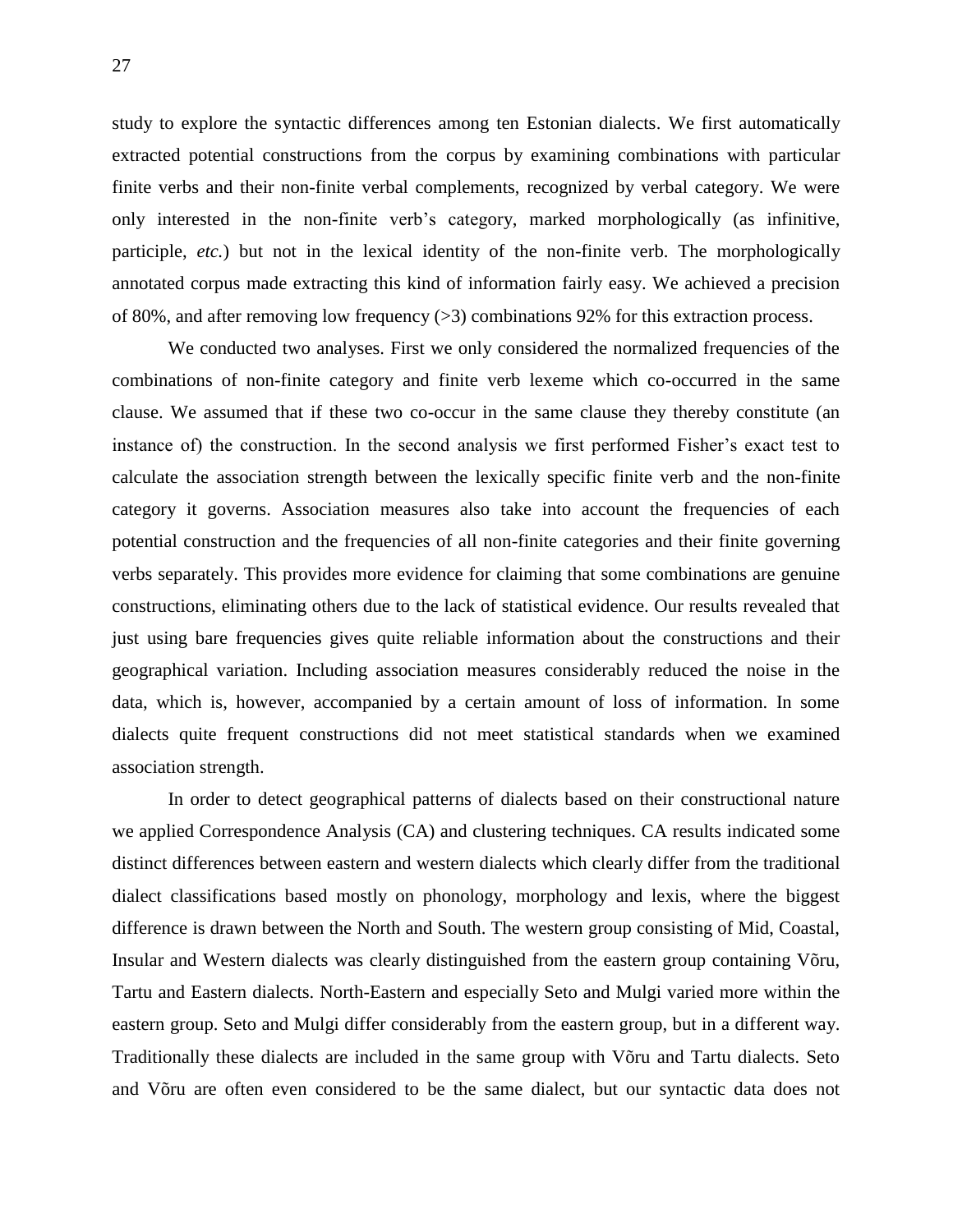study to explore the syntactic differences among ten Estonian dialects. We first automatically extracted potential constructions from the corpus by examining combinations with particular finite verbs and their non-finite verbal complements, recognized by verbal category. We were only interested in the non-finite verb's category, marked morphologically (as infinitive, participle, *etc.*) but not in the lexical identity of the non-finite verb. The morphologically annotated corpus made extracting this kind of information fairly easy. We achieved a precision of 80%, and after removing low frequency (>3) combinations 92% for this extraction process.

We conducted two analyses. First we only considered the normalized frequencies of the combinations of non-finite category and finite verb lexeme which co-occurred in the same clause. We assumed that if these two co-occur in the same clause they thereby constitute (an instance of) the construction. In the second analysis we first performed Fisher's exact test to calculate the association strength between the lexically specific finite verb and the non-finite category it governs. Association measures also take into account the frequencies of each potential construction and the frequencies of all non-finite categories and their finite governing verbs separately. This provides more evidence for claiming that some combinations are genuine constructions, eliminating others due to the lack of statistical evidence. Our results revealed that just using bare frequencies gives quite reliable information about the constructions and their geographical variation. Including association measures considerably reduced the noise in the data, which is, however, accompanied by a certain amount of loss of information. In some dialects quite frequent constructions did not meet statistical standards when we examined association strength.

In order to detect geographical patterns of dialects based on their constructional nature we applied Correspondence Analysis (CA) and clustering techniques. CA results indicated some distinct differences between eastern and western dialects which clearly differ from the traditional dialect classifications based mostly on phonology, morphology and lexis, where the biggest difference is drawn between the North and South. The western group consisting of Mid, Coastal, Insular and Western dialects was clearly distinguished from the eastern group containing Võru, Tartu and Eastern dialects. North-Eastern and especially Seto and Mulgi varied more within the eastern group. Seto and Mulgi differ considerably from the eastern group, but in a different way. Traditionally these dialects are included in the same group with Võru and Tartu dialects. Seto and Võru are often even considered to be the same dialect, but our syntactic data does not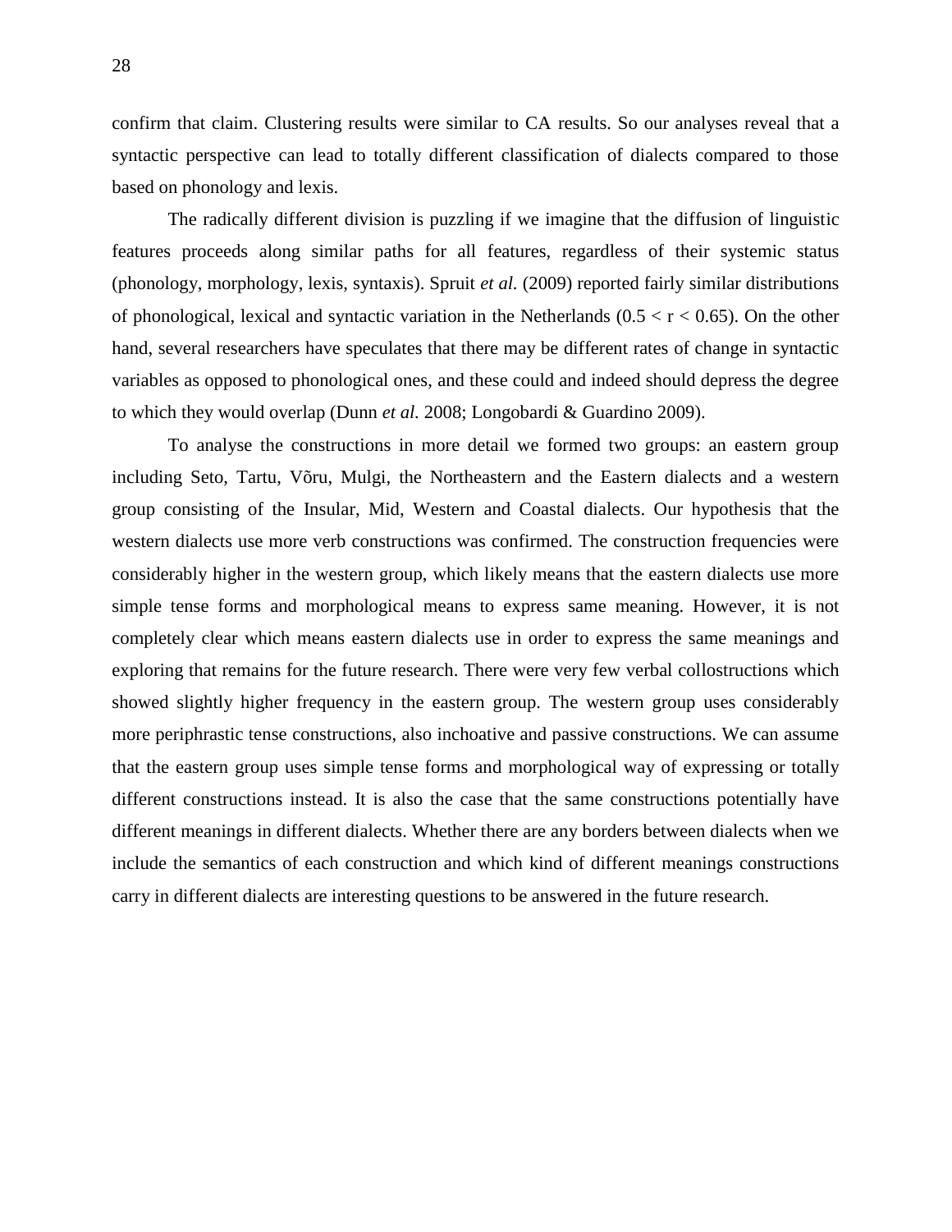confirm that claim. Clustering results were similar to CA results. So our analyses reveal that a syntactic perspective can lead to totally different classification of dialects compared to those based on phonology and lexis.

The radically different division is puzzling if we imagine that the diffusion of linguistic features proceeds along similar paths for all features, regardless of their systemic status (phonology, morphology, lexis, syntaxis). Spruit *et al.* (2009) reported fairly similar distributions of phonological, lexical and syntactic variation in the Netherlands ($0.5 < r < 0.65$). On the other hand, several researchers have speculates that there may be different rates of change in syntactic variables as opposed to phonological ones, and these could and indeed should depress the degree to which they would overlap (Dunn *et al.* 2008; Longobardi & Guardino 2009).

To analyse the constructions in more detail we formed two groups: an eastern group including Seto, Tartu, Võru, Mulgi, the Northeastern and the Eastern dialects and a western group consisting of the Insular, Mid, Western and Coastal dialects. Our hypothesis that the western dialects use more verb constructions was confirmed. The construction frequencies were considerably higher in the western group, which likely means that the eastern dialects use more simple tense forms and morphological means to express same meaning. However, it is not completely clear which means eastern dialects use in order to express the same meanings and exploring that remains for the future research. There were very few verbal collostructions which showed slightly higher frequency in the eastern group. The western group uses considerably more periphrastic tense constructions, also inchoative and passive constructions. We can assume that the eastern group uses simple tense forms and morphological way of expressing or totally different constructions instead. It is also the case that the same constructions potentially have different meanings in different dialects. Whether there are any borders between dialects when we include the semantics of each construction and which kind of different meanings constructions carry in different dialects are interesting questions to be answered in the future research.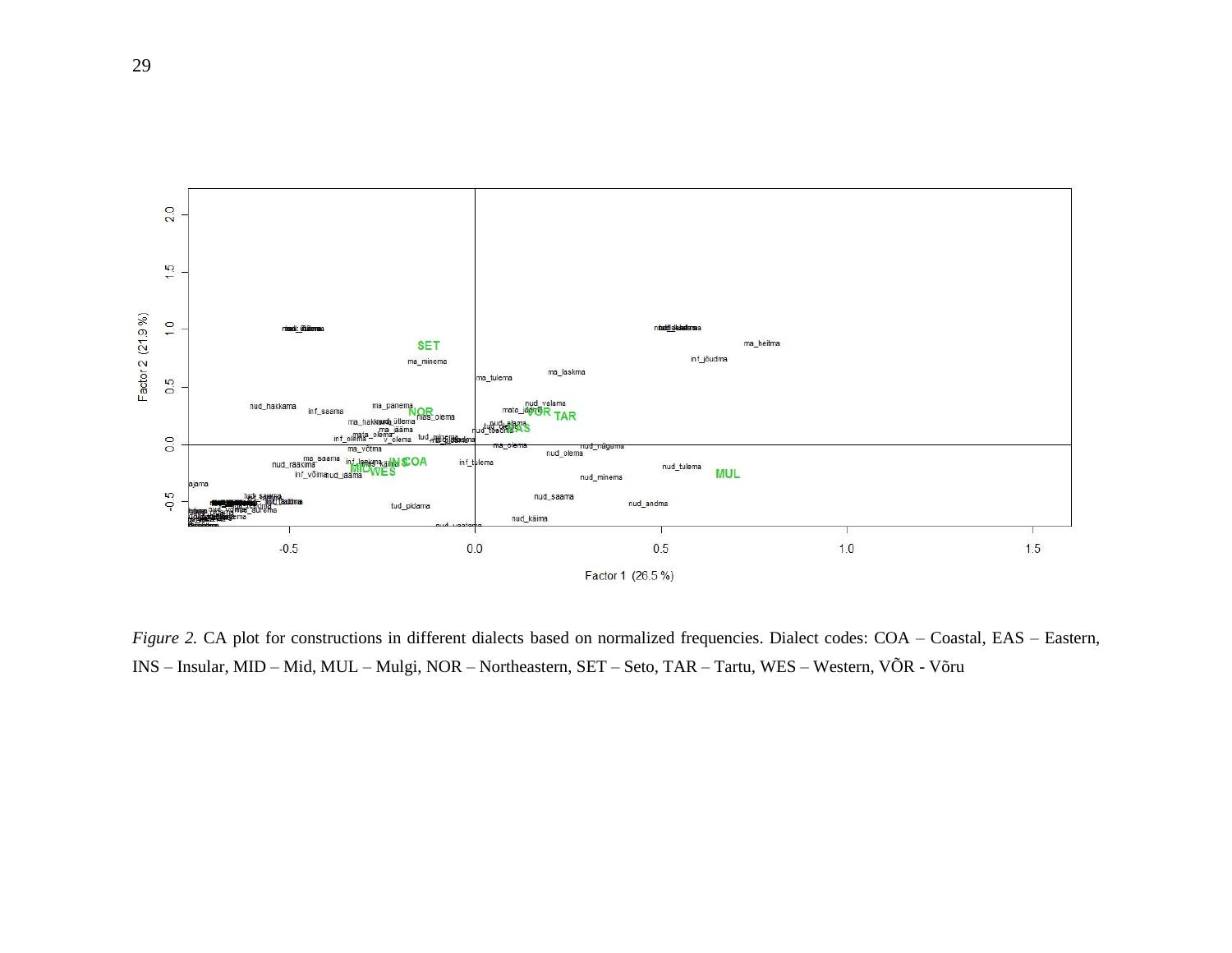*Figure 2.* CA plot for constructions in different dialects based on normalized frequencies. Dialect codes: COA – Coastal, EAS – Eastern, INS – Insular, MID – Mid, MUL – Mulgi, NOR – Northeastern, SET – Seto, TAR – Tartu, WES – Western, VÕR - Võru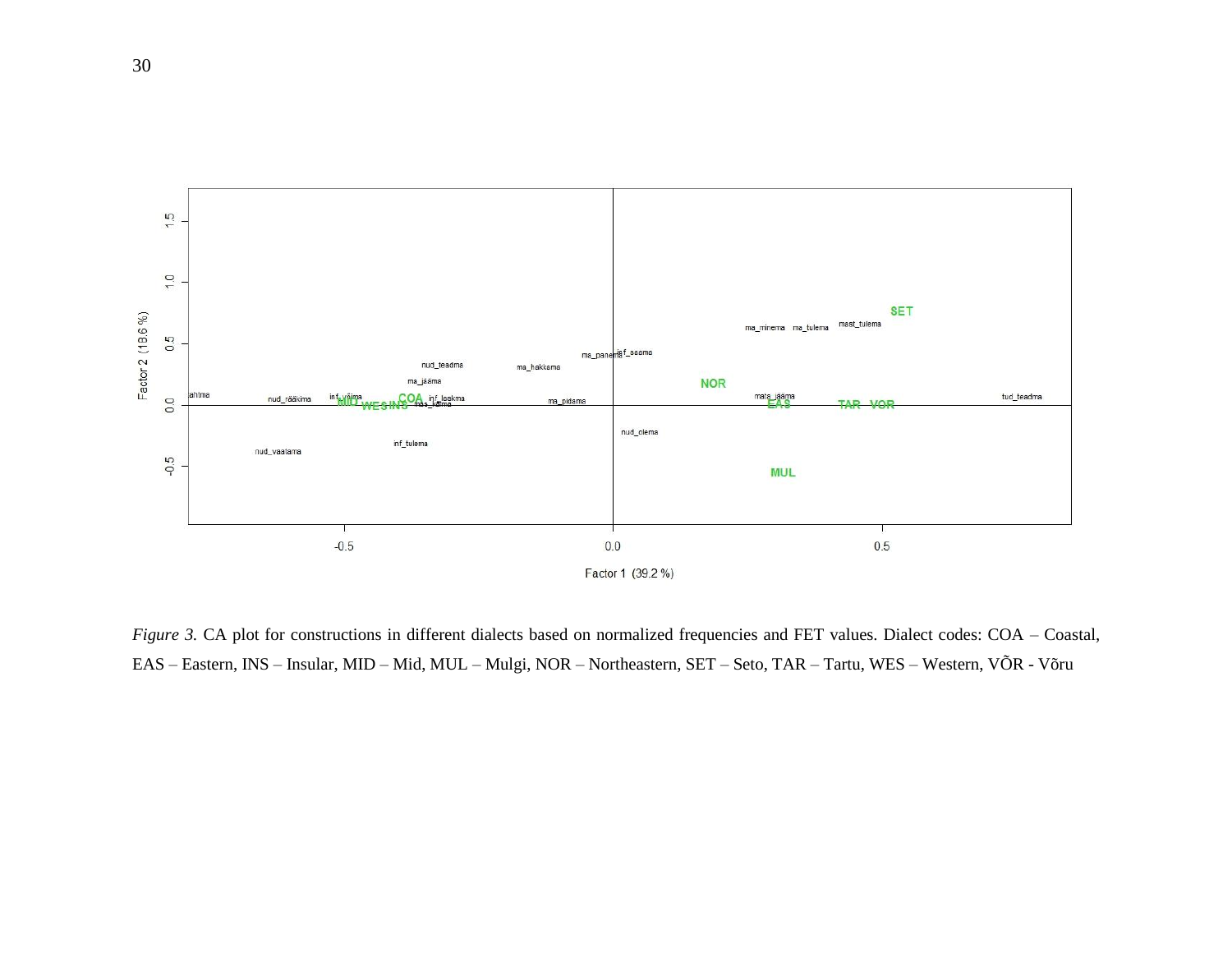*Figure 3.* CA plot for constructions in different dialects based on normalized frequencies and FET values. Dialect codes: COA – Coastal, EAS – Eastern, INS – Insular, MID – Mid, MUL – Mulgi, NOR – Northeastern, SET – Seto, TAR – Tartu, WES – Western, VÕR - Võru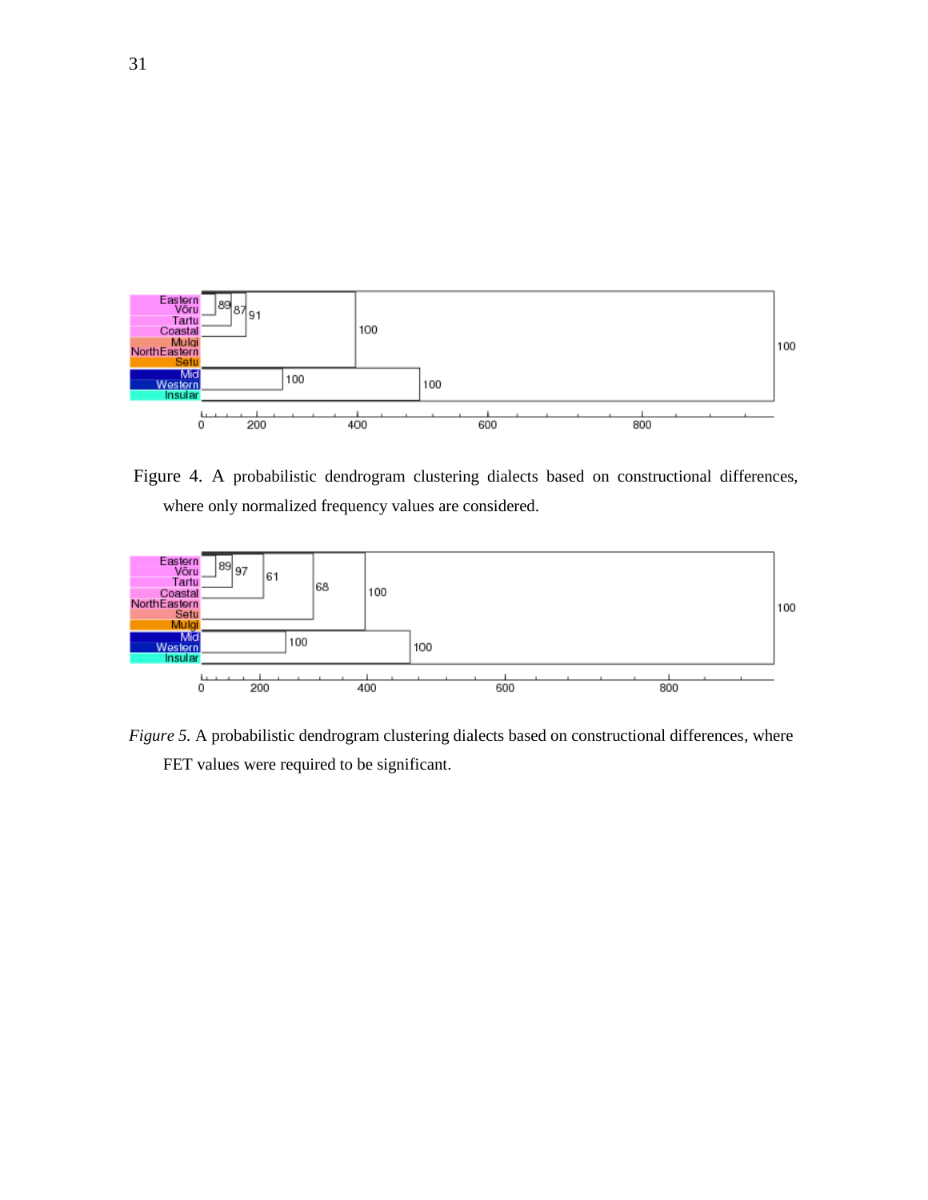Figure 4. A probabilistic dendrogram clustering dialects based on constructional differences, where only normalized frequency values are considered.

*Figure 5.* A probabilistic dendrogram clustering dialects based on constructional differences, where FET values were required to be significant.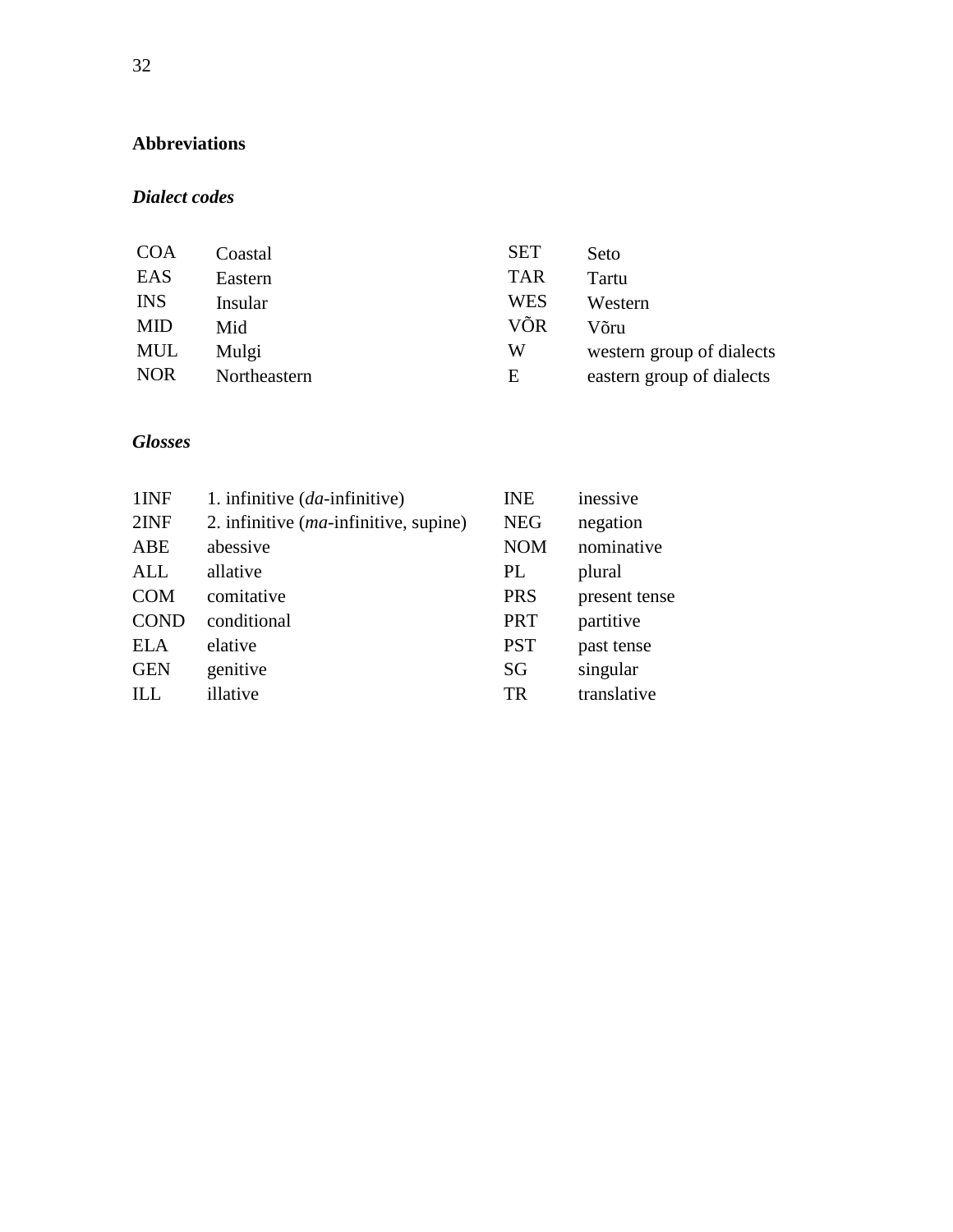## Abbreviations

### *Dialect codes*

| | | | |
|---|---|---|---|
| COA | Coastal | SET | Seto |
| EAS | Eastern | TAR | Tartu |
| INS | Insular | WES | Western |
| MID | Mid | VÕR | Võru |
| MUL | Mulgi | W | western group of dialects |
| NOR | Northeastern | E | eastern group of dialects |

### *Glosses*

| | | | |
|---|---|---|---|
| 1INF | 1. infinitive (*da*-infinitive) | INE | inessive |
| 2INF | 2. infinitive (*ma*-infinitive, supine) | NEG | negation |
| ABE | abessive | NOM | nominative |
| ALL | allative | PL | plural |
| COM | comitative | PRS | present tense |
| COND | conditional | PRT | partitive |
| ELA | elative | PST | past tense |
| GEN | genitive | SG | singular |
| ILL | illative | TR | translative |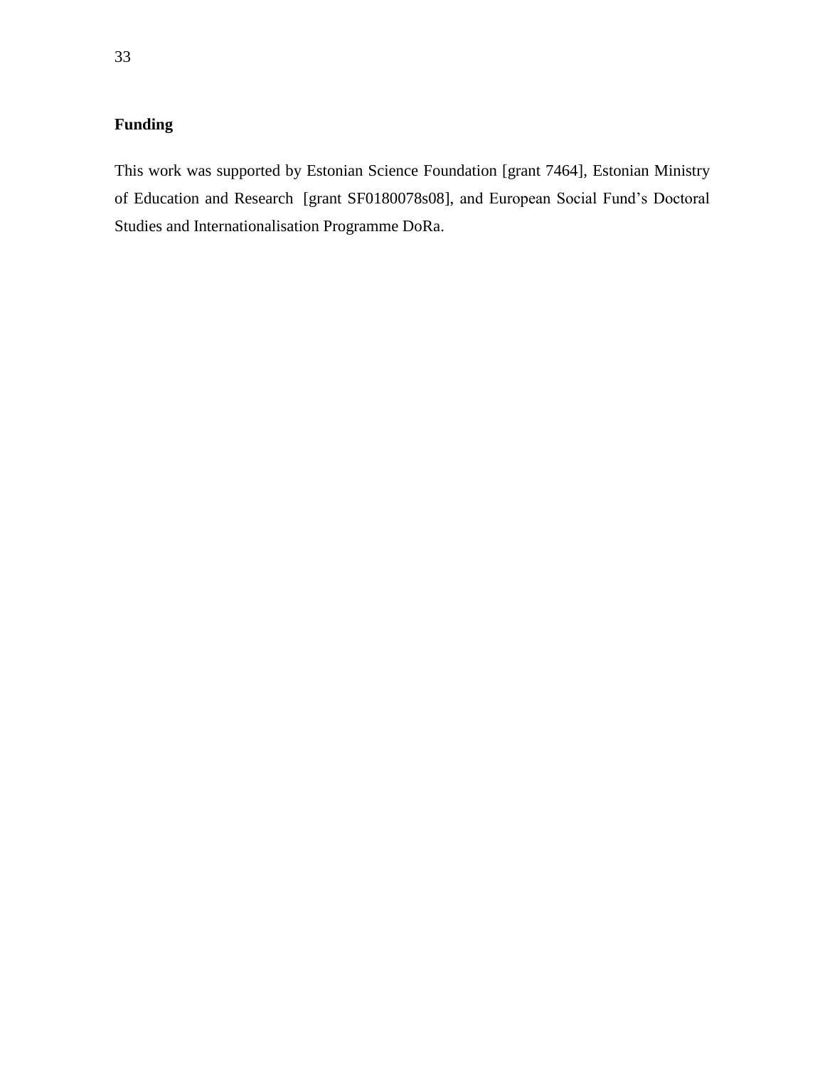## Funding

This work was supported by Estonian Science Foundation [grant 7464], Estonian Ministry of Education and Research [grant SF0180078s08], and European Social Fund's Doctoral Studies and Internationalisation Programme DoRa.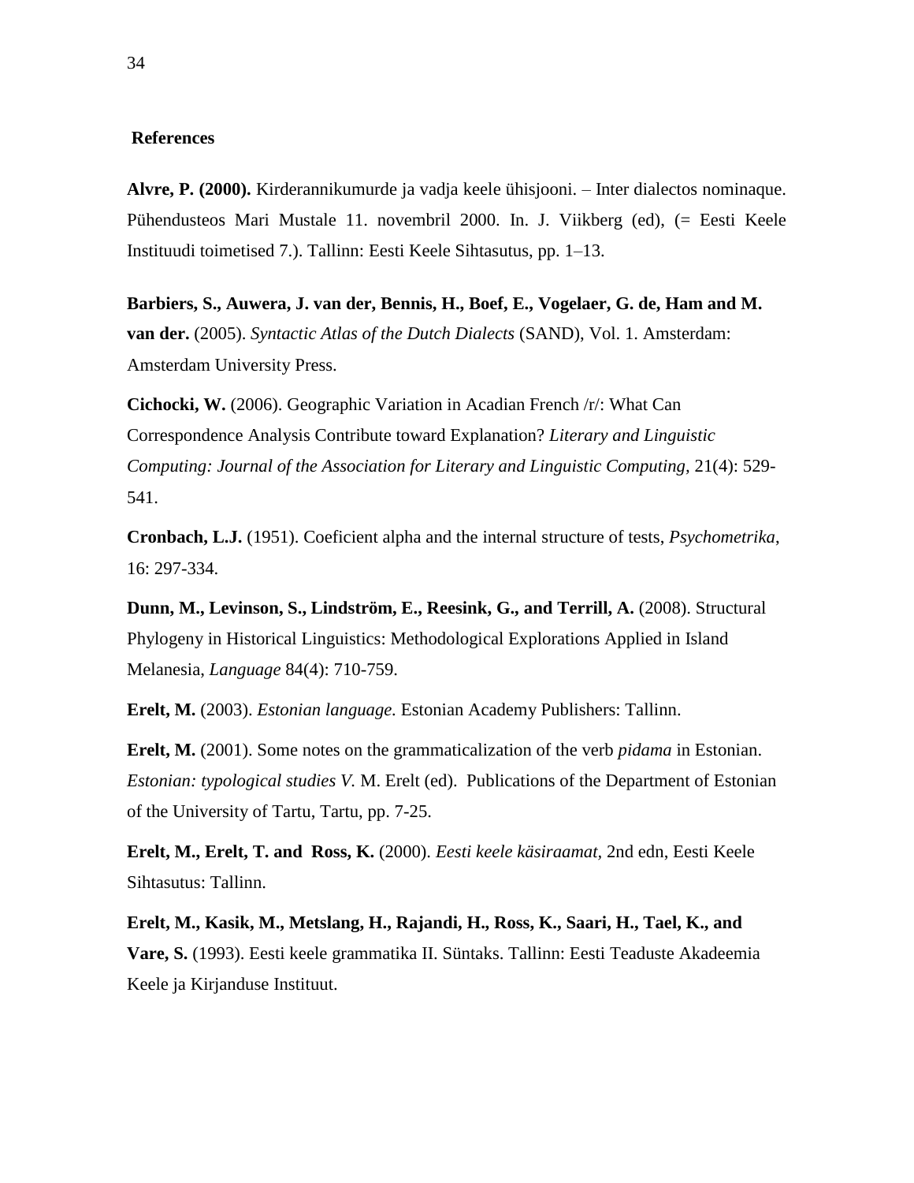## References

**Alvre, P. (2000).** Kirderannikumurde ja vadja keele ühisjooni. – Inter dialectos nominaque. Pühendusteos Mari Mustale 11. novembril 2000. In. J. Viikberg (ed), (= Eesti Keele Instituudi toimetised 7.). Tallinn: Eesti Keele Sihtasutus, pp. 1–13.

**Barbiers, S., Auwera, J. van der, Bennis, H., Boef, E., Vogelaer, G. de, Ham and M. van der.** (2005). *Syntactic Atlas of the Dutch Dialects* (SAND), Vol. 1. Amsterdam: Amsterdam University Press.

**Cichocki, W.** (2006). Geographic Variation in Acadian French /r/: What Can Correspondence Analysis Contribute toward Explanation? *Literary and Linguistic Computing: Journal of the Association for Literary and Linguistic Computing*, 21(4): 529-541.

**Cronbach, L.J.** (1951). Coeficient alpha and the internal structure of tests, *Psychometrika*, 16: 297-334.

**Dunn, M., Levinson, S., Lindström, E., Reesink, G., and Terrill, A.** (2008). Structural Phylogeny in Historical Linguistics: Methodological Explorations Applied in Island Melanesia, *Language* 84(4): 710-759.

**Erelt, M.** (2003). *Estonian language.* Estonian Academy Publishers: Tallinn.

**Erelt, M.** (2001). Some notes on the grammaticalization of the verb *pidama* in Estonian. *Estonian: typological studies V.* M. Erelt (ed). Publications of the Department of Estonian of the University of Tartu, Tartu, pp. 7-25.

**Erelt, M., Erelt, T. and Ross, K.** (2000). *Eesti keele käsiraamat*, 2nd edn, Eesti Keele Sihtasutus: Tallinn.

**Erelt, M., Kasik, M., Metslang, H., Rajandi, H., Ross, K., Saari, H., Tael, K., and Vare, S.** (1993). Eesti keele grammatika II. Süntaks. Tallinn: Eesti Teaduste Akadeemia Keele ja Kirjanduse Instituut.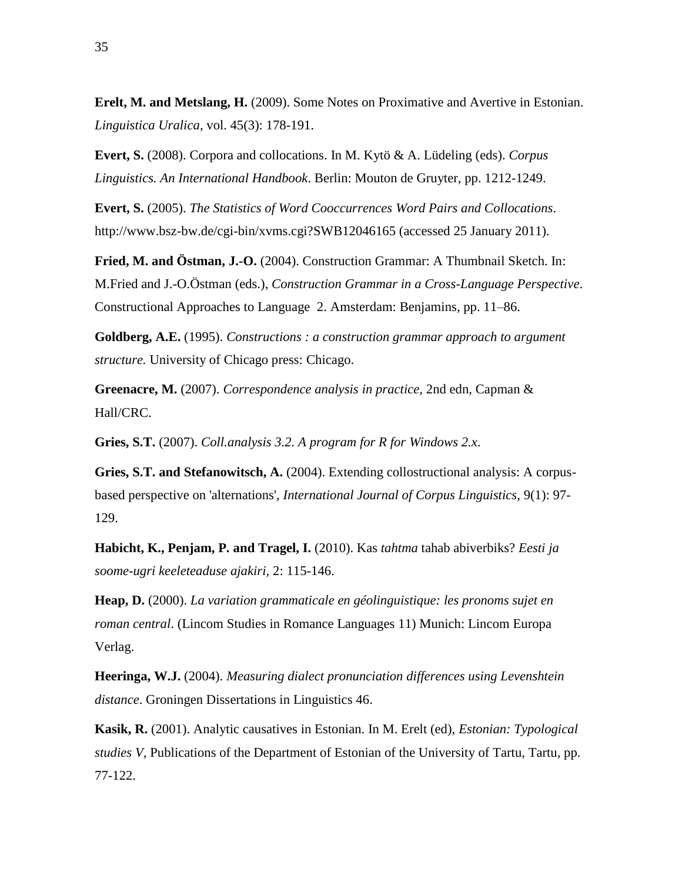**Erelt, M. and Metslang, H.** (2009). Some Notes on Proximative and Avertive in Estonian. *Linguistica Uralica,* vol. 45(3): 178-191.

**Evert, S.** (2008). Corpora and collocations. In M. Kytö & A. Lüdeling (eds). *Corpus Linguistics. An International Handbook*. Berlin: Mouton de Gruyter, pp. 1212-1249.

**Evert, S.** (2005). *The Statistics of Word Cooccurrences Word Pairs and Collocations*. http://www.bsz-bw.de/cgi-bin/xvms.cgi?SWB12046165 (accessed 25 January 2011).

**Fried, M. and Östman, J.-O.** (2004). Construction Grammar: A Thumbnail Sketch. In: M.Fried and J.-O.Östman (eds.), *Construction Grammar in a Cross-Language Perspective*. Constructional Approaches to Language 2. Amsterdam: Benjamins, pp. 11–86.

**Goldberg, A.E.** (1995). *Constructions : a construction grammar approach to argument structure.* University of Chicago press: Chicago.

**Greenacre, M.** (2007). *Correspondence analysis in practice*, 2nd edn, Capman & Hall/CRC.

**Gries, S.T.** (2007). *Coll.analysis 3.2. A program for R for Windows 2.x*.

**Gries, S.T. and Stefanowitsch, A.** (2004). Extending collostructional analysis: A corpus-based perspective on 'alternations', *International Journal of Corpus Linguistics*, 9(1): 97-129.

**Habicht, K., Penjam, P. and Tragel, I.** (2010). Kas *tahtma* tahab abiverbiks? *Eesti ja soome-ugri keeleteaduse ajakiri*, 2: 115-146.

**Heap, D.** (2000). *La variation grammaticale en géolinguistique: les pronoms sujet en roman central*. (Lincom Studies in Romance Languages 11) Munich: Lincom Europa Verlag.

**Heeringa, W.J.** (2004). *Measuring dialect pronunciation differences using Levenshtein distance*. Groningen Dissertations in Linguistics 46.

**Kasik, R.** (2001). Analytic causatives in Estonian. In M. Erelt (ed), *Estonian: Typological studies V*, Publications of the Department of Estonian of the University of Tartu, Tartu, pp. 77-122.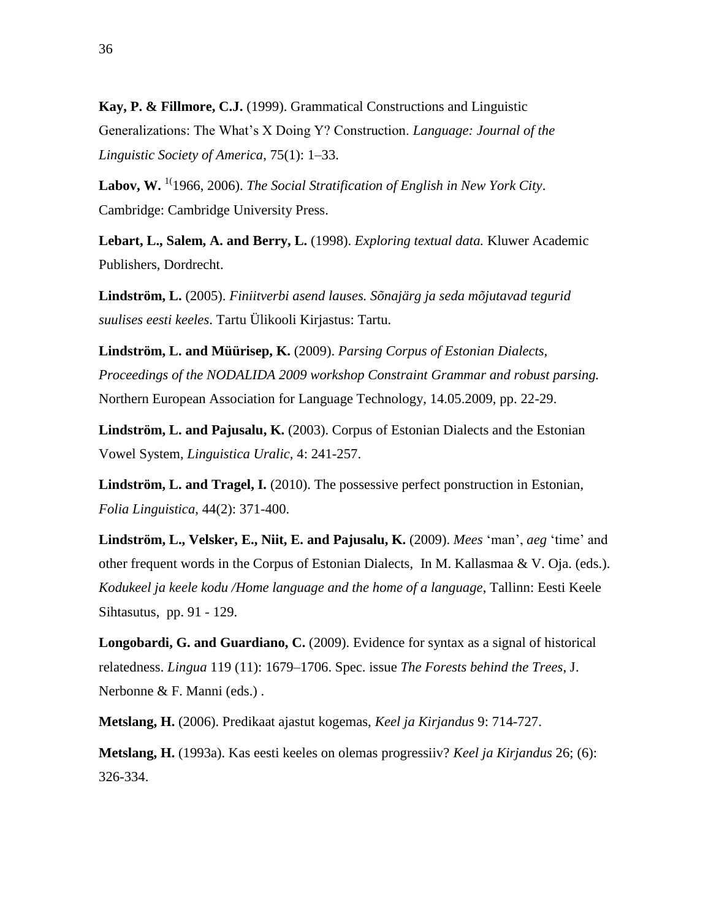**Kay, P. & Fillmore, C.J.** (1999). Grammatical Constructions and Linguistic Generalizations: The What's X Doing Y? Construction. *Language: Journal of the Linguistic Society of America*, 75(1): 1–33.

**Labov, W.** [1(](1966, 2006). *The Social Stratification of English in New York City*. Cambridge: Cambridge University Press.

**Lebart, L., Salem, A. and Berry, L.** (1998). *Exploring textual data.* Kluwer Academic Publishers, Dordrecht.

**Lindström, L.** (2005). *Finiitverbi asend lauses. Sõnajärg ja seda mõjutavad tegurid suulises eesti keeles*. Tartu Ülikooli Kirjastus: Tartu.

**Lindström, L. and Müürisep, K.** (2009). *Parsing Corpus of Estonian Dialects, Proceedings of the NODALIDA 2009 workshop Constraint Grammar and robust parsing.* Northern European Association for Language Technology, 14.05.2009, pp. 22-29.

**Lindström, L. and Pajusalu, K.** (2003). Corpus of Estonian Dialects and the Estonian Vowel System, *Linguistica Uralic*, 4: 241-257.

**Lindström, L. and Tragel, I.** (2010). The possessive perfect ponstruction in Estonian, *Folia Linguistica*, 44(2): 371-400.

**Lindström, L., Velsker, E., Niit, E. and Pajusalu, K.** (2009). *Mees* 'man', *aeg* 'time' and other frequent words in the Corpus of Estonian Dialects, In M. Kallasmaa & V. Oja. (eds.). *Kodukeel ja keele kodu /Home language and the home of a language*, Tallinn: Eesti Keele Sihtasutus, pp. 91 - 129.

**Longobardi, G. and Guardiano, C.** (2009). Evidence for syntax as a signal of historical relatedness. *Lingua* 119 (11): 1679–1706. Spec. issue *The Forests behind the Trees*, J. Nerbonne & F. Manni (eds.) .

**Metslang, H.** (2006). Predikaat ajastut kogemas, *Keel ja Kirjandus* 9: 714-727.

**Metslang, H.** (1993a). Kas eesti keeles on olemas progressiiv? *Keel ja Kirjandus* 26; (6): 326-334.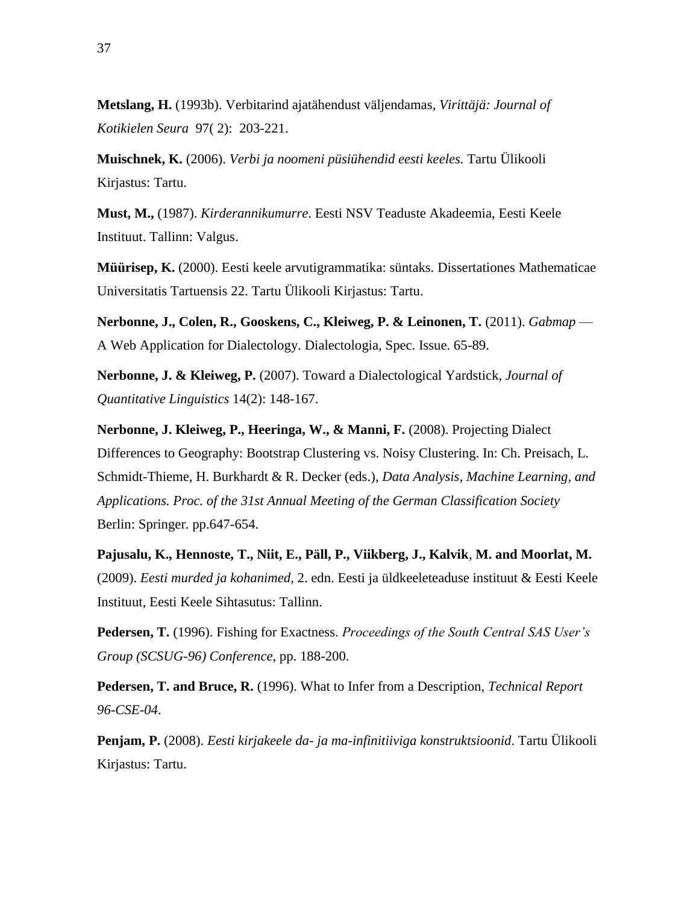**Metslang, H.** (1993b). Verbitarind ajatähendust väljendamas, *Virittäjä: Journal of Kotikielen Seura* 97( 2): 203-221.

**Muischnek, K.** (2006). *Verbi ja noomeni püsiühendid eesti keeles.* Tartu Ülikooli Kirjastus: Tartu.

**Must, M.,** (1987). *Kirderannikumurre*. Eesti NSV Teaduste Akadeemia, Eesti Keele Instituut. Tallinn: Valgus.

**Müürisep, K.** (2000). Eesti keele arvutigrammatika: süntaks. Dissertationes Mathematicae Universitatis Tartuensis 22. Tartu Ülikooli Kirjastus: Tartu.

**Nerbonne, J., Colen, R., Gooskens, C., Kleiweg, P. & Leinonen, T.** (2011). *Gabmap* — A Web Application for Dialectology. Dialectologia, Spec. Issue. 65-89.

**Nerbonne, J. & Kleiweg, P.** (2007). Toward a Dialectological Yardstick, *Journal of Quantitative Linguistics* 14(2): 148-167.

**Nerbonne, J. Kleiweg, P., Heeringa, W., & Manni, F.** (2008). Projecting Dialect Differences to Geography: Bootstrap Clustering vs. Noisy Clustering. In: Ch. Preisach, L. Schmidt-Thieme, H. Burkhardt & R. Decker (eds.), *Data Analysis, Machine Learning, and Applications. Proc. of the 31st Annual Meeting of the German Classification Society* Berlin: Springer. pp.647-654.

**Pajusalu, K., Hennoste, T., Niit, E., Päll, P., Viikberg, J., Kalvik**, **M. and Moorlat, M.** (2009). *Eesti murded ja kohanimed,* 2. edn. Eesti ja üldkeeleteaduse instituut & Eesti Keele Instituut, Eesti Keele Sihtasutus: Tallinn.

**Pedersen, T.** (1996). Fishing for Exactness. *Proceedings of the South Central SAS User's Group (SCSUG-96) Conference*, pp. 188-200.

**Pedersen, T. and Bruce, R.** (1996). What to Infer from a Description, *Technical Report 96-CSE-04*.

**Penjam, P.** (2008). *Eesti kirjakeele da- ja ma-infinitiiviga konstruktsioonid*. Tartu Ülikooli Kirjastus: Tartu.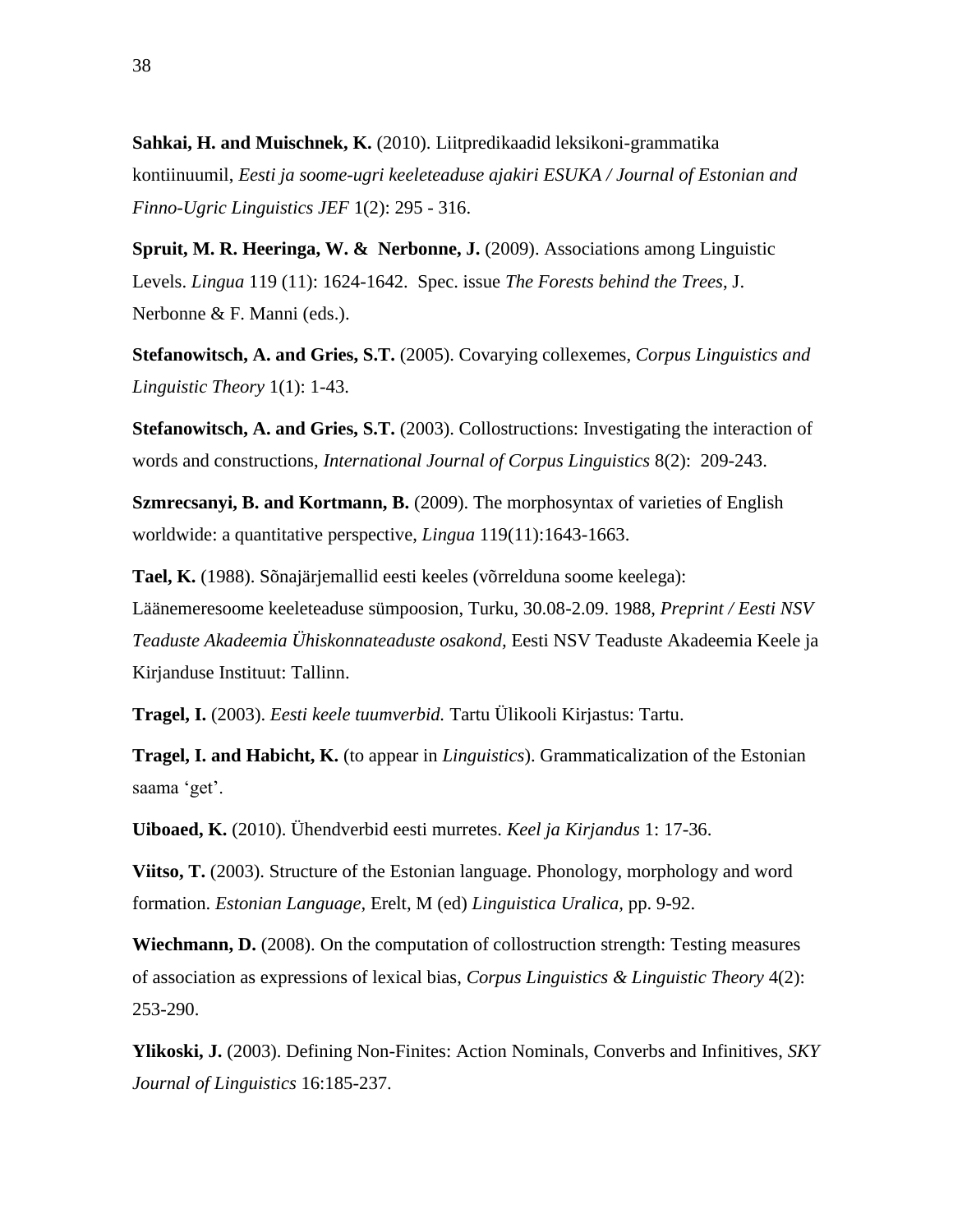**Sahkai, H. and Muischnek, K.** (2010). Liitpredikaadid leksikoni-grammatika kontiinuumil, *Eesti ja soome-ugri keeleteaduse ajakiri ESUKA / Journal of Estonian and Finno-Ugric Linguistics JEF* 1(2): 295 - 316.

**Spruit, M. R. Heeringa, W. & Nerbonne, J.** (2009). Associations among Linguistic Levels. *Lingua* 119 (11): 1624-1642. Spec. issue *The Forests behind the Trees*, J. Nerbonne & F. Manni (eds.).

**Stefanowitsch, A. and Gries, S.T.** (2005). Covarying collexemes, *Corpus Linguistics and Linguistic Theory* 1(1): 1-43.

**Stefanowitsch, A. and Gries, S.T.** (2003). Collostructions: Investigating the interaction of words and constructions, *International Journal of Corpus Linguistics* 8(2): 209-243.

**Szmrecsanyi, B. and Kortmann, B.** (2009). The morphosyntax of varieties of English worldwide: a quantitative perspective, *Lingua* 119(11):1643-1663.

**Tael, K.** (1988). Sõnajärjemallid eesti keeles (võrrelduna soome keelega): Läänemeresoome keeleteaduse sümpoosion, Turku, 30.08-2.09. 1988, *Preprint / Eesti NSV Teaduste Akadeemia Ühiskonnateaduste osakond*, Eesti NSV Teaduste Akadeemia Keele ja Kirjanduse Instituut: Tallinn.

**Tragel, I.** (2003). *Eesti keele tuumverbid.* Tartu Ülikooli Kirjastus: Tartu.

**Tragel, I. and Habicht, K.** (to appear in *Linguistics*). Grammaticalization of the Estonian saama 'get'.

**Uiboaed, K.** (2010). Ühendverbid eesti murretes. *Keel ja Kirjandus* 1: 17-36.

**Viitso, T.** (2003). Structure of the Estonian language. Phonology, morphology and word formation. *Estonian Language*, Erelt, M (ed) *Linguistica Uralica*, pp. 9-92.

**Wiechmann, D.** (2008). On the computation of collostruction strength: Testing measures of association as expressions of lexical bias, *Corpus Linguistics & Linguistic Theory* 4(2): 253-290.

**Ylikoski, J.** (2003). Defining Non-Finites: Action Nominals, Converbs and Infinitives, *SKY Journal of Linguistics* 16:185-237.